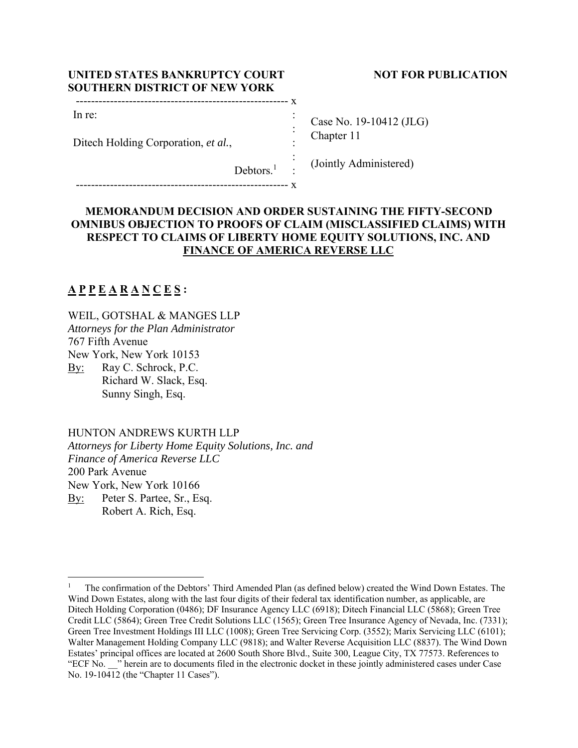**UNITED STATES BANKRUPTCY COURT**
**SOUTHERN DISTRICT OF NEW YORK**

**NOT FOR PUBLICATION**

| | | |
|---|---|---|
| In re: | : | Case No. 19-10412 (JLG) |
| | : | Chapter 11 |
| Ditech Holding Corporation, *et al.*, | : | |
| | : | (Jointly Administered) |
| Debtors.[1] | : | |

## MEMORANDUM DECISION AND ORDER SUSTAINING THE FIFTY-SECOND OMNIBUS OBJECTION TO PROOFS OF CLAIM (MISCLASSIFIED CLAIMS) WITH RESPECT TO CLAIMS OF LIBERTY HOME EQUITY SOLUTIONS, INC. AND FINANCE OF AMERICA REVERSE LLC

**A P P E A R A N C E S :**

WEIL, GOTSHAL & MANGES LLP
*Attorneys for the Plan Administrator*
767 Fifth Avenue
New York, New York 10153
By: Ray C. Schrock, P.C.
Richard W. Slack, Esq.
Sunny Singh, Esq.

HUNTON ANDREWS KURTH LLP
*Attorneys for Liberty Home Equity Solutions, Inc. and Finance of America Reverse LLC*
200 Park Avenue
New York, New York 10166
By: Peter S. Partee, Sr., Esq.
Robert A. Rich, Esq.

---

[1] The confirmation of the Debtors' Third Amended Plan (as defined below) created the Wind Down Estates. The Wind Down Estates, along with the last four digits of their federal tax identification number, as applicable, are Ditech Holding Corporation (0486); DF Insurance Agency LLC (6918); Ditech Financial LLC (5868); Green Tree Credit LLC (5864); Green Tree Credit Solutions LLC (1565); Green Tree Insurance Agency of Nevada, Inc. (7331); Green Tree Investment Holdings III LLC (1008); Green Tree Servicing Corp. (3552); Marix Servicing LLC (6101); Walter Management Holding Company LLC (9818); and Walter Reverse Acquisition LLC (8837). The Wind Down Estates' principal offices are located at 2600 South Shore Blvd., Suite 300, League City, TX 77573. References to "ECF No. __" herein are to documents filed in the electronic docket in these jointly administered cases under Case No. 19-10412 (the "Chapter 11 Cases").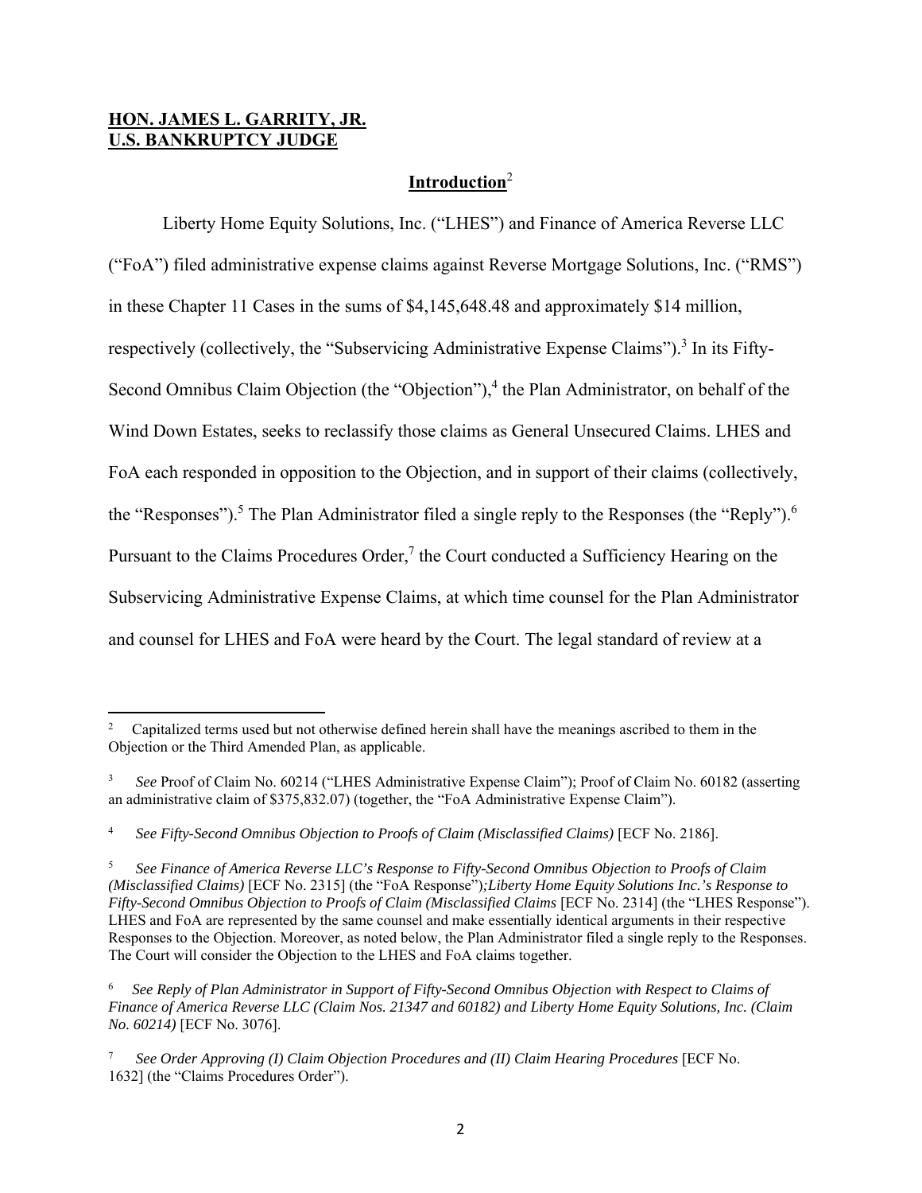**HON. JAMES L. GARRITY, JR.**
**U.S. BANKRUPTCY JUDGE**

## Introduction[2]

Liberty Home Equity Solutions, Inc. ("LHES") and Finance of America Reverse LLC ("FoA") filed administrative expense claims against Reverse Mortgage Solutions, Inc. ("RMS") in these Chapter 11 Cases in the sums of $4,145,648.48 and approximately $14 million, respectively (collectively, the "Subservicing Administrative Expense Claims").[3] In its Fifty-Second Omnibus Claim Objection (the "Objection"),[4] the Plan Administrator, on behalf of the Wind Down Estates, seeks to reclassify those claims as General Unsecured Claims. LHES and FoA each responded in opposition to the Objection, and in support of their claims (collectively, the "Responses").[5] The Plan Administrator filed a single reply to the Responses (the "Reply").[6] Pursuant to the Claims Procedures Order,[7] the Court conducted a Sufficiency Hearing on the Subservicing Administrative Expense Claims, at which time counsel for the Plan Administrator and counsel for LHES and FoA were heard by the Court. The legal standard of review at a

---

[2] Capitalized terms used but not otherwise defined herein shall have the meanings ascribed to them in the Objection or the Third Amended Plan, as applicable.

[3] *See* Proof of Claim No. 60214 ("LHES Administrative Expense Claim"); Proof of Claim No. 60182 (asserting an administrative claim of $375,832.07) (together, the "FoA Administrative Expense Claim").

[4] *See Fifty-Second Omnibus Objection to Proofs of Claim (Misclassified Claims)* [ECF No. 2186].

[5] *See Finance of America Reverse LLC's Response to Fifty-Second Omnibus Objection to Proofs of Claim (Misclassified Claims)* [ECF No. 2315] (the "FoA Response")*;Liberty Home Equity Solutions Inc.'s Response to Fifty-Second Omnibus Objection to Proofs of Claim (Misclassified Claims* [ECF No. 2314] (the "LHES Response"). LHES and FoA are represented by the same counsel and make essentially identical arguments in their respective Responses to the Objection. Moreover, as noted below, the Plan Administrator filed a single reply to the Responses. The Court will consider the Objection to the LHES and FoA claims together.

[6] *See Reply of Plan Administrator in Support of Fifty-Second Omnibus Objection with Respect to Claims of Finance of America Reverse LLC (Claim Nos. 21347 and 60182) and Liberty Home Equity Solutions, Inc. (Claim No. 60214)* [ECF No. 3076].

[7] *See Order Approving (I) Claim Objection Procedures and (II) Claim Hearing Procedures* [ECF No. 1632] (the "Claims Procedures Order").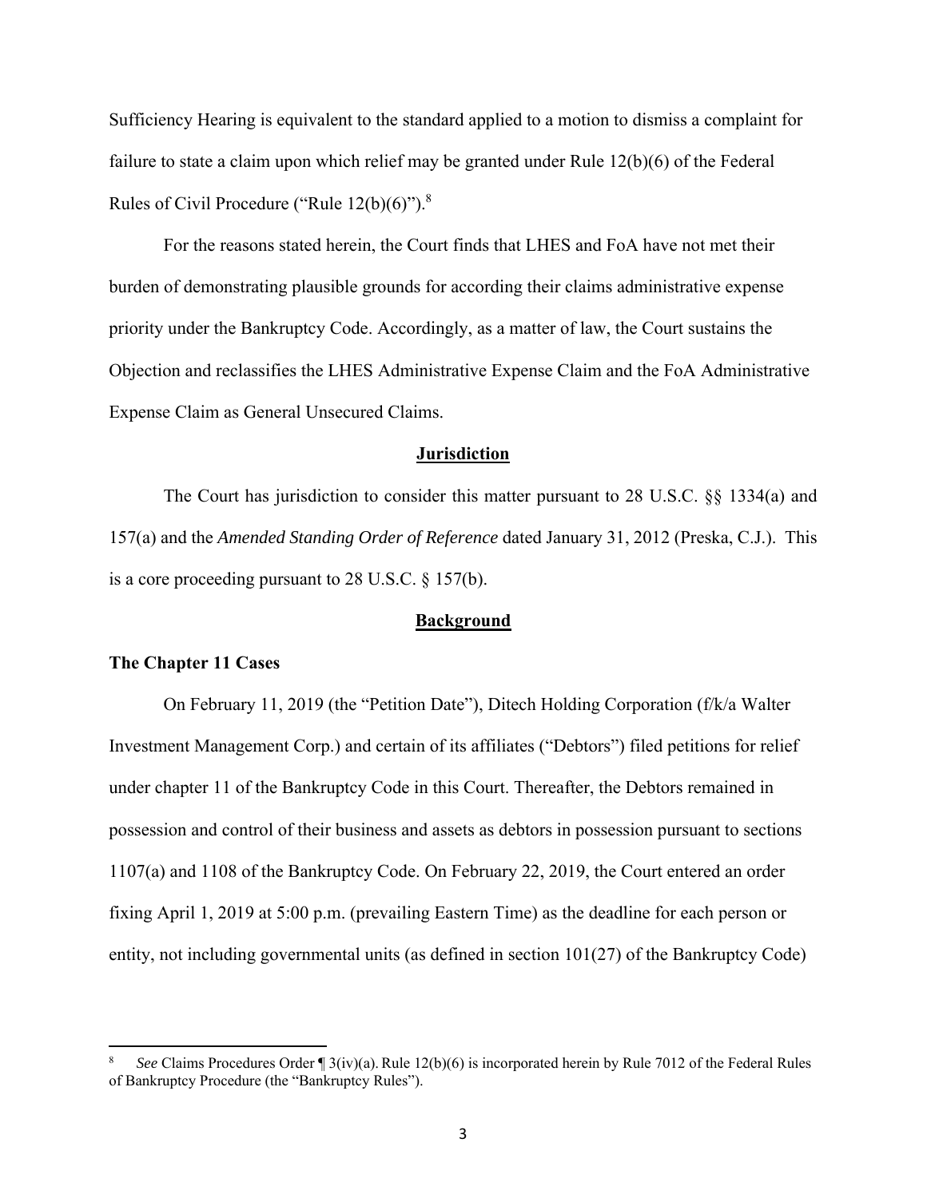Sufficiency Hearing is equivalent to the standard applied to a motion to dismiss a complaint for failure to state a claim upon which relief may be granted under Rule 12(b)(6) of the Federal Rules of Civil Procedure ("Rule 12(b)(6)").[8]

For the reasons stated herein, the Court finds that LHES and FoA have not met their burden of demonstrating plausible grounds for according their claims administrative expense priority under the Bankruptcy Code. Accordingly, as a matter of law, the Court sustains the Objection and reclassifies the LHES Administrative Expense Claim and the FoA Administrative Expense Claim as General Unsecured Claims.

## Jurisdiction

The Court has jurisdiction to consider this matter pursuant to 28 U.S.C. §§ 1334(a) and 157(a) and the *Amended Standing Order of Reference* dated January 31, 2012 (Preska, C.J.). This is a core proceeding pursuant to 28 U.S.C. § 157(b).

## Background

### The Chapter 11 Cases

On February 11, 2019 (the "Petition Date"), Ditech Holding Corporation (f/k/a Walter Investment Management Corp.) and certain of its affiliates ("Debtors") filed petitions for relief under chapter 11 of the Bankruptcy Code in this Court. Thereafter, the Debtors remained in possession and control of their business and assets as debtors in possession pursuant to sections 1107(a) and 1108 of the Bankruptcy Code. On February 22, 2019, the Court entered an order fixing April 1, 2019 at 5:00 p.m. (prevailing Eastern Time) as the deadline for each person or entity, not including governmental units (as defined in section 101(27) of the Bankruptcy Code)

---

[8] *See* Claims Procedures Order ¶ 3(iv)(a). Rule 12(b)(6) is incorporated herein by Rule 7012 of the Federal Rules of Bankruptcy Procedure (the "Bankruptcy Rules").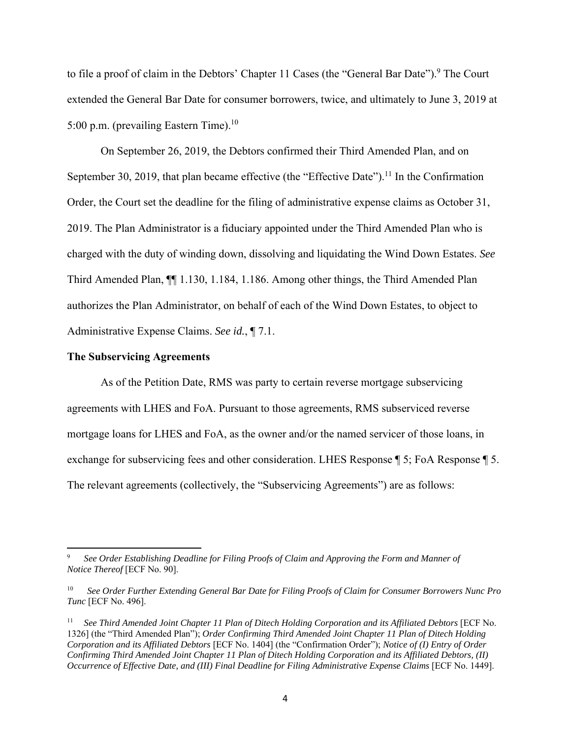to file a proof of claim in the Debtors' Chapter 11 Cases (the "General Bar Date").[9] The Court extended the General Bar Date for consumer borrowers, twice, and ultimately to June 3, 2019 at 5:00 p.m. (prevailing Eastern Time).[10]

On September 26, 2019, the Debtors confirmed their Third Amended Plan, and on September 30, 2019, that plan became effective (the "Effective Date").[11] In the Confirmation Order, the Court set the deadline for the filing of administrative expense claims as October 31, 2019. The Plan Administrator is a fiduciary appointed under the Third Amended Plan who is charged with the duty of winding down, dissolving and liquidating the Wind Down Estates. *See* Third Amended Plan, ¶¶ 1.130, 1.184, 1.186. Among other things, the Third Amended Plan authorizes the Plan Administrator, on behalf of each of the Wind Down Estates, to object to Administrative Expense Claims. *See id.*, ¶ 7.1.

**The Subservicing Agreements**

As of the Petition Date, RMS was party to certain reverse mortgage subservicing agreements with LHES and FoA. Pursuant to those agreements, RMS subserviced reverse mortgage loans for LHES and FoA, as the owner and/or the named servicer of those loans, in exchange for subservicing fees and other consideration. LHES Response ¶ 5; FoA Response ¶ 5. The relevant agreements (collectively, the "Subservicing Agreements") are as follows:

---

[9] *See Order Establishing Deadline for Filing Proofs of Claim and Approving the Form and Manner of Notice Thereof* [ECF No. 90].

[10] *See Order Further Extending General Bar Date for Filing Proofs of Claim for Consumer Borrowers Nunc Pro Tunc* [ECF No. 496].

[11] *See Third Amended Joint Chapter 11 Plan of Ditech Holding Corporation and its Affiliated Debtors* [ECF No. 1326] (the "Third Amended Plan"); *Order Confirming Third Amended Joint Chapter 11 Plan of Ditech Holding Corporation and its Affiliated Debtors* [ECF No. 1404] (the "Confirmation Order"); *Notice of (I) Entry of Order Confirming Third Amended Joint Chapter 11 Plan of Ditech Holding Corporation and its Affiliated Debtors, (II) Occurrence of Effective Date, and (III) Final Deadline for Filing Administrative Expense Claims* [ECF No. 1449].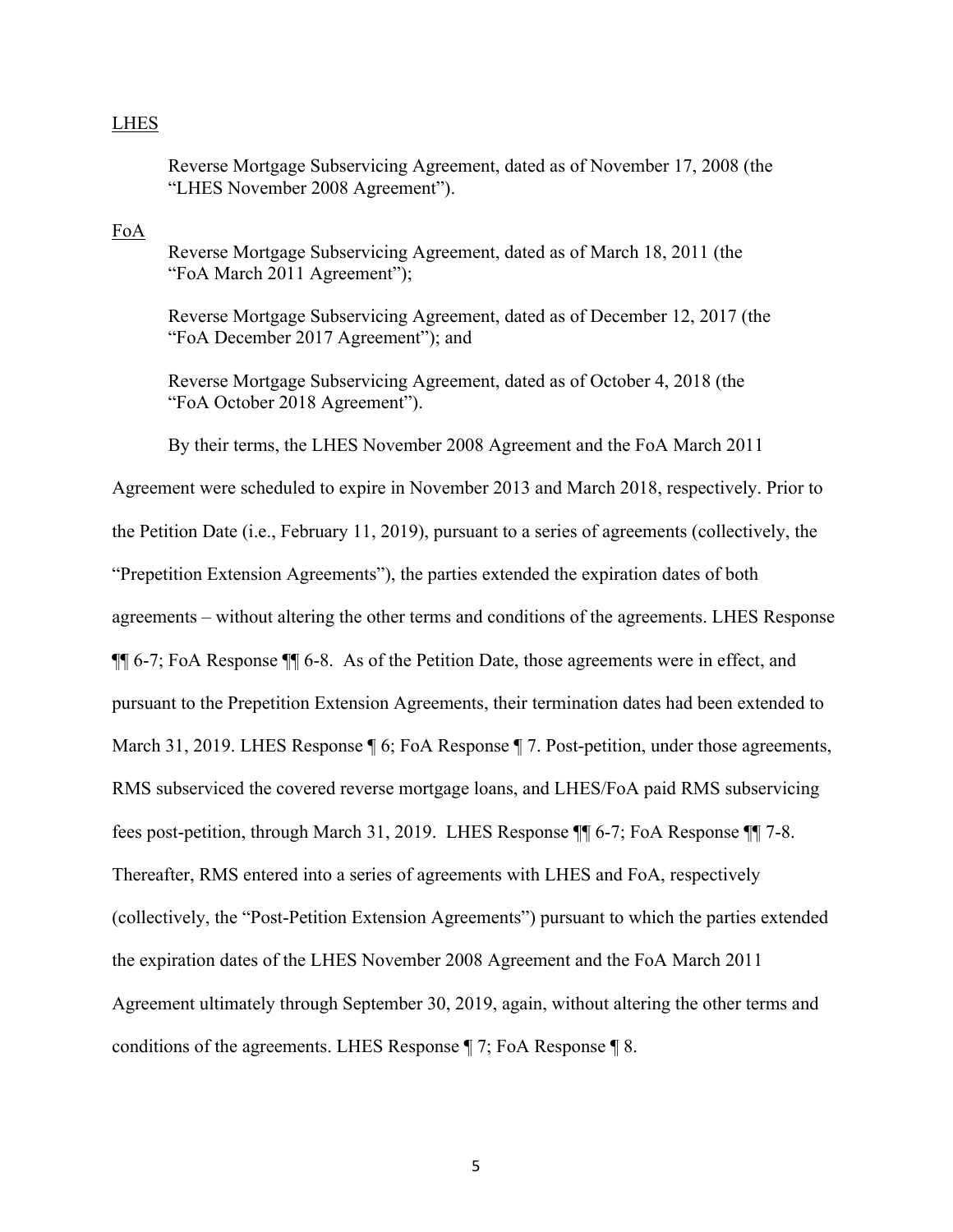<u>LHES</u>

> Reverse Mortgage Subservicing Agreement, dated as of November 17, 2008 (the "LHES November 2008 Agreement").

<u>FoA</u>

> Reverse Mortgage Subservicing Agreement, dated as of March 18, 2011 (the "FoA March 2011 Agreement");
>
> Reverse Mortgage Subservicing Agreement, dated as of December 12, 2017 (the "FoA December 2017 Agreement"); and
>
> Reverse Mortgage Subservicing Agreement, dated as of October 4, 2018 (the "FoA October 2018 Agreement").

By their terms, the LHES November 2008 Agreement and the FoA March 2011 Agreement were scheduled to expire in November 2013 and March 2018, respectively. Prior to the Petition Date (i.e., February 11, 2019), pursuant to a series of agreements (collectively, the "Prepetition Extension Agreements"), the parties extended the expiration dates of both agreements – without altering the other terms and conditions of the agreements. LHES Response ¶¶ 6-7; FoA Response ¶¶ 6-8. As of the Petition Date, those agreements were in effect, and pursuant to the Prepetition Extension Agreements, their termination dates had been extended to March 31, 2019. LHES Response ¶ 6; FoA Response ¶ 7. Post-petition, under those agreements, RMS subserviced the covered reverse mortgage loans, and LHES/FoA paid RMS subservicing fees post-petition, through March 31, 2019. LHES Response ¶¶ 6-7; FoA Response ¶¶ 7-8. Thereafter, RMS entered into a series of agreements with LHES and FoA, respectively (collectively, the "Post-Petition Extension Agreements") pursuant to which the parties extended the expiration dates of the LHES November 2008 Agreement and the FoA March 2011 Agreement ultimately through September 30, 2019, again, without altering the other terms and conditions of the agreements. LHES Response ¶ 7; FoA Response ¶ 8.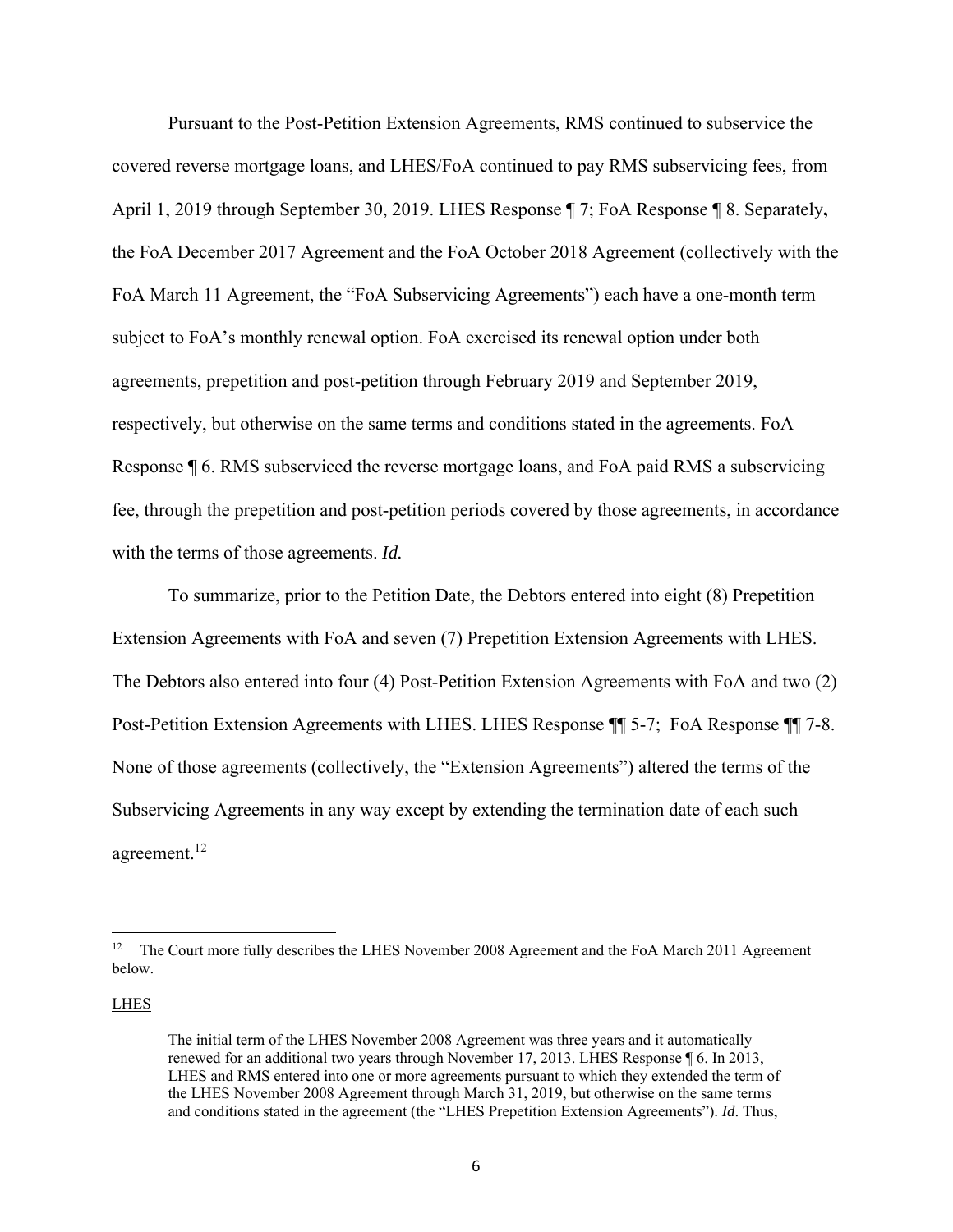Pursuant to the Post-Petition Extension Agreements, RMS continued to subservice the covered reverse mortgage loans, and LHES/FoA continued to pay RMS subservicing fees, from April 1, 2019 through September 30, 2019. LHES Response ¶ 7; FoA Response ¶ 8. Separately**,** the FoA December 2017 Agreement and the FoA October 2018 Agreement (collectively with the FoA March 11 Agreement, the "FoA Subservicing Agreements") each have a one-month term subject to FoA's monthly renewal option. FoA exercised its renewal option under both agreements, prepetition and post-petition through February 2019 and September 2019, respectively, but otherwise on the same terms and conditions stated in the agreements. FoA Response ¶ 6. RMS subserviced the reverse mortgage loans, and FoA paid RMS a subservicing fee, through the prepetition and post-petition periods covered by those agreements, in accordance with the terms of those agreements. *Id.*

To summarize, prior to the Petition Date, the Debtors entered into eight (8) Prepetition Extension Agreements with FoA and seven (7) Prepetition Extension Agreements with LHES. The Debtors also entered into four (4) Post-Petition Extension Agreements with FoA and two (2) Post-Petition Extension Agreements with LHES. LHES Response ¶¶ 5-7; FoA Response ¶¶ 7-8. None of those agreements (collectively, the "Extension Agreements") altered the terms of the Subservicing Agreements in any way except by extending the termination date of each such agreement.[12]

---

[12] The Court more fully describes the LHES November 2008 Agreement and the FoA March 2011 Agreement below.

<u>LHES</u>

> The initial term of the LHES November 2008 Agreement was three years and it automatically renewed for an additional two years through November 17, 2013. LHES Response ¶ 6. In 2013, LHES and RMS entered into one or more agreements pursuant to which they extended the term of the LHES November 2008 Agreement through March 31, 2019, but otherwise on the same terms and conditions stated in the agreement (the "LHES Prepetition Extension Agreements"). *Id.* Thus,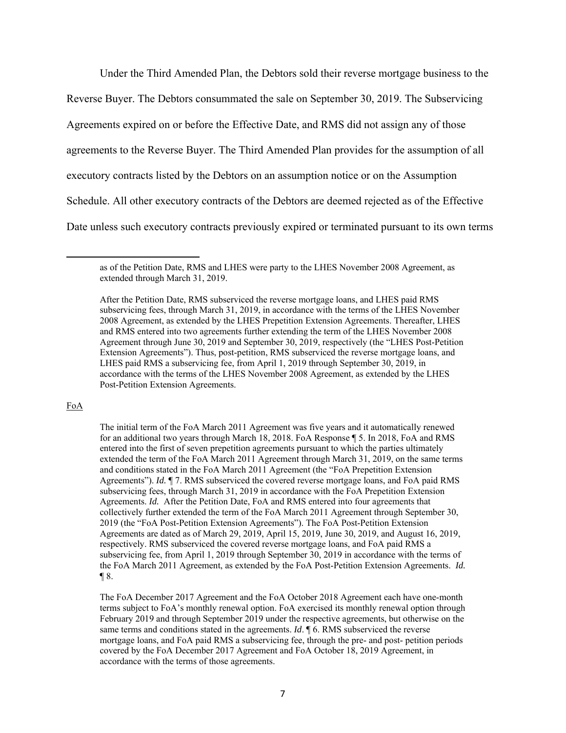Under the Third Amended Plan, the Debtors sold their reverse mortgage business to the Reverse Buyer. The Debtors consummated the sale on September 30, 2019. The Subservicing Agreements expired on or before the Effective Date, and RMS did not assign any of those agreements to the Reverse Buyer. The Third Amended Plan provides for the assumption of all executory contracts listed by the Debtors on an assumption notice or on the Assumption Schedule. All other executory contracts of the Debtors are deemed rejected as of the Effective Date unless such executory contracts previously expired or terminated pursuant to its own terms

---

as of the Petition Date, RMS and LHES were party to the LHES November 2008 Agreement, as extended through March 31, 2019.

After the Petition Date, RMS subserviced the reverse mortgage loans, and LHES paid RMS subservicing fees, through March 31, 2019, in accordance with the terms of the LHES November 2008 Agreement, as extended by the LHES Prepetition Extension Agreements. Thereafter, LHES and RMS entered into two agreements further extending the term of the LHES November 2008 Agreement through June 30, 2019 and September 30, 2019, respectively (the "LHES Post-Petition Extension Agreements"). Thus, post-petition, RMS subserviced the reverse mortgage loans, and LHES paid RMS a subservicing fee, from April 1, 2019 through September 30, 2019, in accordance with the terms of the LHES November 2008 Agreement, as extended by the LHES Post-Petition Extension Agreements.

FoA

The initial term of the FoA March 2011 Agreement was five years and it automatically renewed for an additional two years through March 18, 2018. FoA Response ¶ 5. In 2018, FoA and RMS entered into the first of seven prepetition agreements pursuant to which the parties ultimately extended the term of the FoA March 2011 Agreement through March 31, 2019, on the same terms and conditions stated in the FoA March 2011 Agreement (the "FoA Prepetition Extension Agreements"). *Id.* ¶ 7. RMS subserviced the covered reverse mortgage loans, and FoA paid RMS subservicing fees, through March 31, 2019 in accordance with the FoA Prepetition Extension Agreements. *Id.* After the Petition Date, FoA and RMS entered into four agreements that collectively further extended the term of the FoA March 2011 Agreement through September 30, 2019 (the "FoA Post-Petition Extension Agreements"). The FoA Post-Petition Extension Agreements are dated as of March 29, 2019, April 15, 2019, June 30, 2019, and August 16, 2019, respectively. RMS subserviced the covered reverse mortgage loans, and FoA paid RMS a subservicing fee, from April 1, 2019 through September 30, 2019 in accordance with the terms of the FoA March 2011 Agreement, as extended by the FoA Post-Petition Extension Agreements. *Id.* ¶ 8.

The FoA December 2017 Agreement and the FoA October 2018 Agreement each have one-month terms subject to FoA's monthly renewal option. FoA exercised its monthly renewal option through February 2019 and through September 2019 under the respective agreements, but otherwise on the same terms and conditions stated in the agreements. *Id*. ¶ 6. RMS subserviced the reverse mortgage loans, and FoA paid RMS a subservicing fee, through the pre- and post- petition periods covered by the FoA December 2017 Agreement and FoA October 18, 2019 Agreement, in accordance with the terms of those agreements.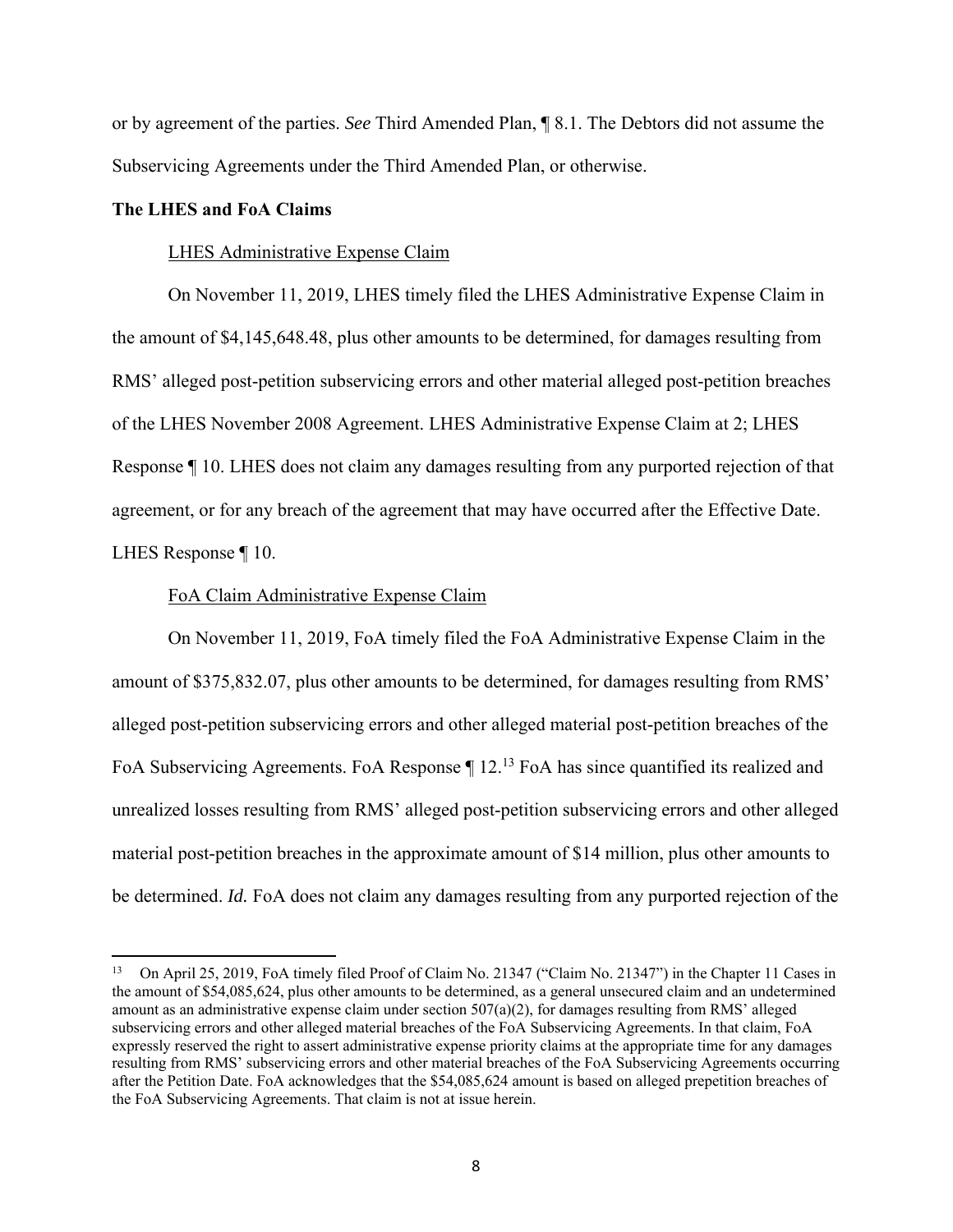or by agreement of the parties. *See* Third Amended Plan, ¶ 8.1. The Debtors did not assume the Subservicing Agreements under the Third Amended Plan, or otherwise.

**The LHES and FoA Claims**

LHES Administrative Expense Claim

On November 11, 2019, LHES timely filed the LHES Administrative Expense Claim in the amount of $4,145,648.48, plus other amounts to be determined, for damages resulting from RMS' alleged post-petition subservicing errors and other material alleged post-petition breaches of the LHES November 2008 Agreement. LHES Administrative Expense Claim at 2; LHES Response ¶ 10. LHES does not claim any damages resulting from any purported rejection of that agreement, or for any breach of the agreement that may have occurred after the Effective Date. LHES Response ¶ 10.

FoA Claim Administrative Expense Claim

On November 11, 2019, FoA timely filed the FoA Administrative Expense Claim in the amount of $375,832.07, plus other amounts to be determined, for damages resulting from RMS' alleged post-petition subservicing errors and other alleged material post-petition breaches of the FoA Subservicing Agreements. FoA Response ¶ 12.[13] FoA has since quantified its realized and unrealized losses resulting from RMS' alleged post-petition subservicing errors and other alleged material post-petition breaches in the approximate amount of $14 million, plus other amounts to be determined. *Id.* FoA does not claim any damages resulting from any purported rejection of the

[13] On April 25, 2019, FoA timely filed Proof of Claim No. 21347 ("Claim No. 21347") in the Chapter 11 Cases in the amount of $54,085,624, plus other amounts to be determined, as a general unsecured claim and an undetermined amount as an administrative expense claim under section 507(a)(2), for damages resulting from RMS' alleged subservicing errors and other alleged material breaches of the FoA Subservicing Agreements. In that claim, FoA expressly reserved the right to assert administrative expense priority claims at the appropriate time for any damages resulting from RMS' subservicing errors and other material breaches of the FoA Subservicing Agreements occurring after the Petition Date. FoA acknowledges that the $54,085,624 amount is based on alleged prepetition breaches of the FoA Subservicing Agreements. That claim is not at issue herein.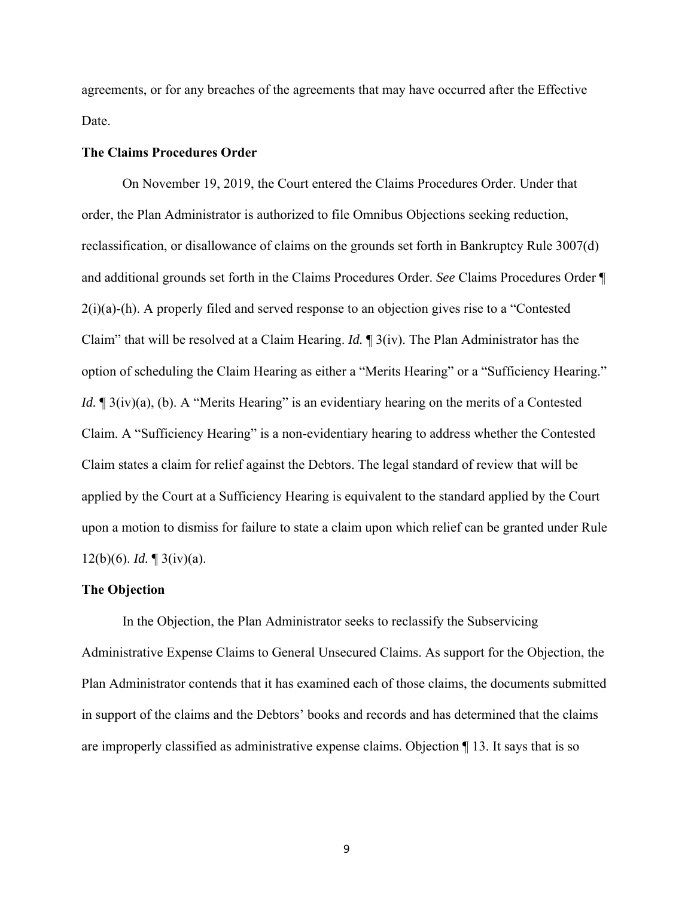agreements, or for any breaches of the agreements that may have occurred after the Effective Date.

**The Claims Procedures Order**

On November 19, 2019, the Court entered the Claims Procedures Order. Under that order, the Plan Administrator is authorized to file Omnibus Objections seeking reduction, reclassification, or disallowance of claims on the grounds set forth in Bankruptcy Rule 3007(d) and additional grounds set forth in the Claims Procedures Order. *See* Claims Procedures Order ¶ 2(i)(a)-(h). A properly filed and served response to an objection gives rise to a "Contested Claim" that will be resolved at a Claim Hearing. *Id.* ¶ 3(iv). The Plan Administrator has the option of scheduling the Claim Hearing as either a "Merits Hearing" or a "Sufficiency Hearing." *Id.* ¶ 3(iv)(a), (b). A "Merits Hearing" is an evidentiary hearing on the merits of a Contested Claim. A "Sufficiency Hearing" is a non-evidentiary hearing to address whether the Contested Claim states a claim for relief against the Debtors. The legal standard of review that will be applied by the Court at a Sufficiency Hearing is equivalent to the standard applied by the Court upon a motion to dismiss for failure to state a claim upon which relief can be granted under Rule 12(b)(6). *Id.* ¶ 3(iv)(a).

**The Objection**

In the Objection, the Plan Administrator seeks to reclassify the Subservicing Administrative Expense Claims to General Unsecured Claims. As support for the Objection, the Plan Administrator contends that it has examined each of those claims, the documents submitted in support of the claims and the Debtors' books and records and has determined that the claims are improperly classified as administrative expense claims. Objection ¶ 13. It says that is so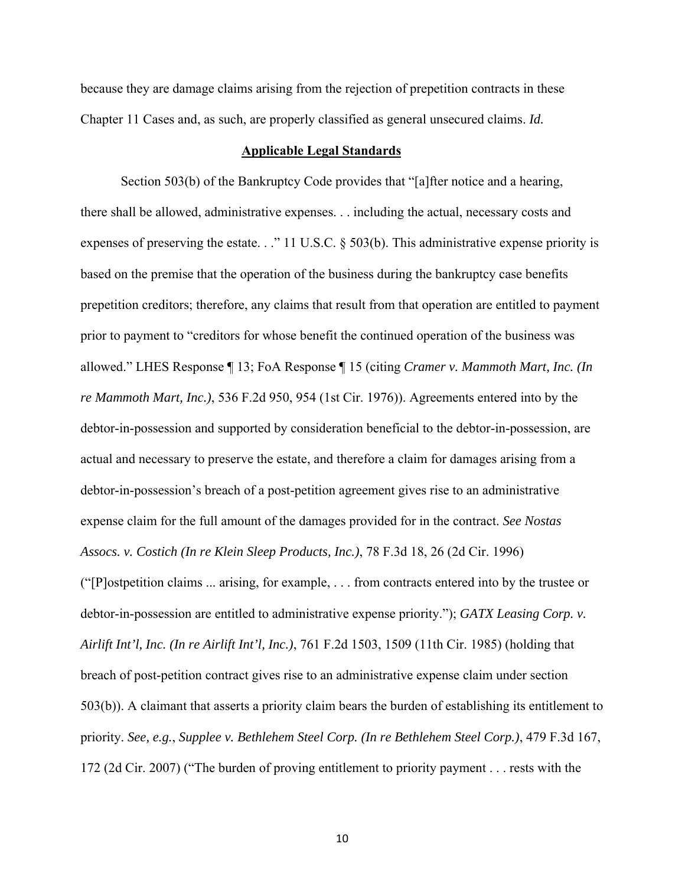because they are damage claims arising from the rejection of prepetition contracts in these Chapter 11 Cases and, as such, are properly classified as general unsecured claims. *Id.*

## **Applicable Legal Standards**

Section 503(b) of the Bankruptcy Code provides that "[a]fter notice and a hearing, there shall be allowed, administrative expenses. . . including the actual, necessary costs and expenses of preserving the estate. . ." 11 U.S.C. § 503(b). This administrative expense priority is based on the premise that the operation of the business during the bankruptcy case benefits prepetition creditors; therefore, any claims that result from that operation are entitled to payment prior to payment to "creditors for whose benefit the continued operation of the business was allowed." LHES Response ¶ 13; FoA Response ¶ 15 (citing *Cramer v. Mammoth Mart, Inc. (In re Mammoth Mart, Inc.)*, 536 F.2d 950, 954 (1st Cir. 1976)). Agreements entered into by the debtor-in-possession and supported by consideration beneficial to the debtor-in-possession, are actual and necessary to preserve the estate, and therefore a claim for damages arising from a debtor-in-possession's breach of a post-petition agreement gives rise to an administrative expense claim for the full amount of the damages provided for in the contract. *See Nostas Assocs. v. Costich (In re Klein Sleep Products, Inc.)*, 78 F.3d 18, 26 (2d Cir. 1996) ("[P]ostpetition claims ... arising, for example, . . . from contracts entered into by the trustee or debtor-in-possession are entitled to administrative expense priority."); *GATX Leasing Corp. v. Airlift Int'l, Inc. (In re Airlift Int'l, Inc.)*, 761 F.2d 1503, 1509 (11th Cir. 1985) (holding that breach of post-petition contract gives rise to an administrative expense claim under section 503(b)). A claimant that asserts a priority claim bears the burden of establishing its entitlement to priority. *See, e.g.*, *Supplee v. Bethlehem Steel Corp. (In re Bethlehem Steel Corp.)*, 479 F.3d 167, 172 (2d Cir. 2007) ("The burden of proving entitlement to priority payment . . . rests with the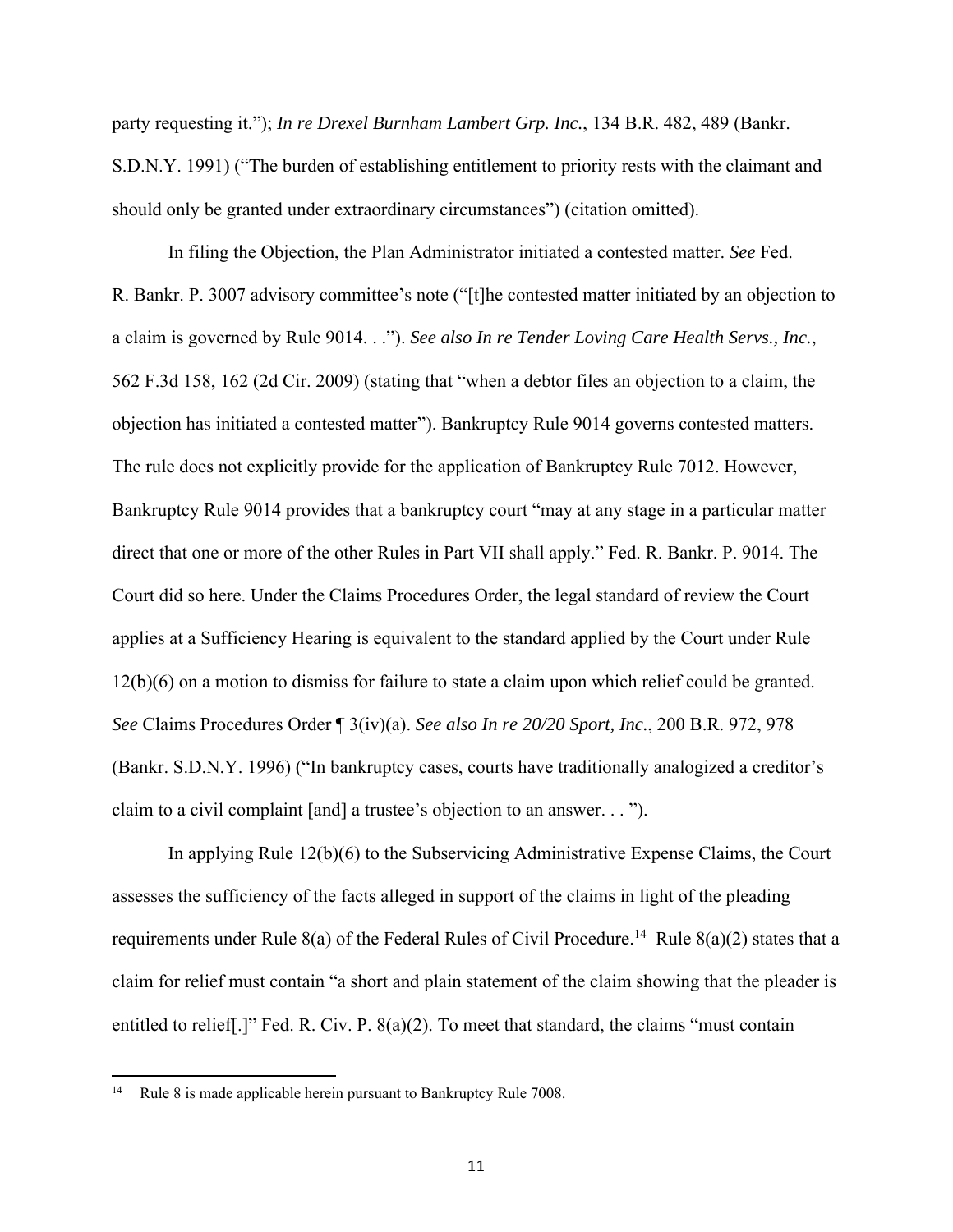party requesting it."); *In re Drexel Burnham Lambert Grp. Inc.*, 134 B.R. 482, 489 (Bankr. S.D.N.Y. 1991) ("The burden of establishing entitlement to priority rests with the claimant and should only be granted under extraordinary circumstances") (citation omitted).

In filing the Objection, the Plan Administrator initiated a contested matter. *See* Fed. R. Bankr. P. 3007 advisory committee's note ("[t]he contested matter initiated by an objection to a claim is governed by Rule 9014. . ."). *See also In re Tender Loving Care Health Servs., Inc.*, 562 F.3d 158, 162 (2d Cir. 2009) (stating that "when a debtor files an objection to a claim, the objection has initiated a contested matter"). Bankruptcy Rule 9014 governs contested matters. The rule does not explicitly provide for the application of Bankruptcy Rule 7012. However, Bankruptcy Rule 9014 provides that a bankruptcy court "may at any stage in a particular matter direct that one or more of the other Rules in Part VII shall apply." Fed. R. Bankr. P. 9014. The Court did so here. Under the Claims Procedures Order, the legal standard of review the Court applies at a Sufficiency Hearing is equivalent to the standard applied by the Court under Rule 12(b)(6) on a motion to dismiss for failure to state a claim upon which relief could be granted. *See* Claims Procedures Order ¶ 3(iv)(a). *See also In re 20/20 Sport, Inc.*, 200 B.R. 972, 978 (Bankr. S.D.N.Y. 1996) ("In bankruptcy cases, courts have traditionally analogized a creditor's claim to a civil complaint [and] a trustee's objection to an answer. . . ").

In applying Rule 12(b)(6) to the Subservicing Administrative Expense Claims, the Court assesses the sufficiency of the facts alleged in support of the claims in light of the pleading requirements under Rule 8(a) of the Federal Rules of Civil Procedure.[14] Rule 8(a)(2) states that a claim for relief must contain "a short and plain statement of the claim showing that the pleader is entitled to relief[.]" Fed. R. Civ. P. 8(a)(2). To meet that standard, the claims "must contain

---

[14] Rule 8 is made applicable herein pursuant to Bankruptcy Rule 7008.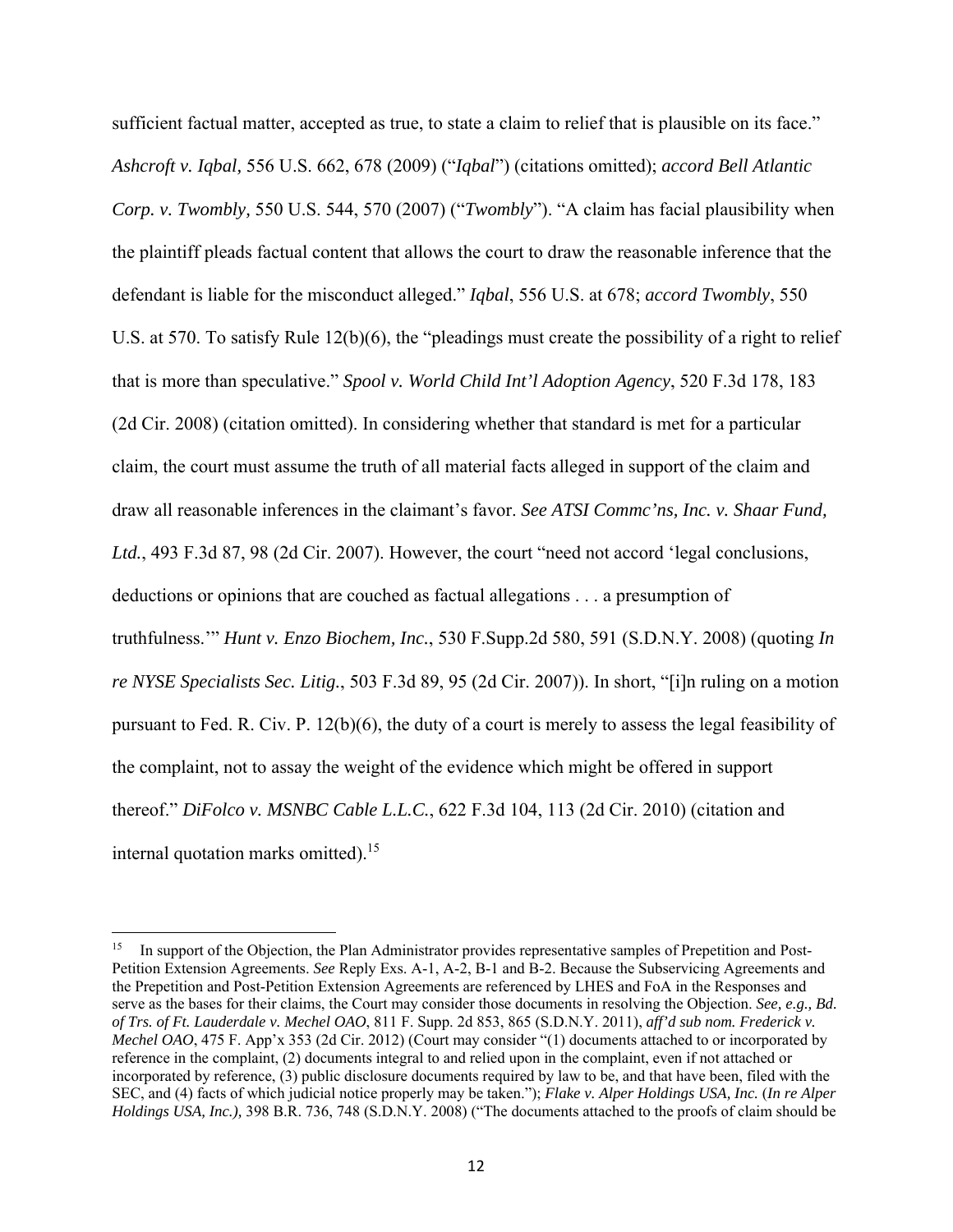sufficient factual matter, accepted as true, to state a claim to relief that is plausible on its face." *Ashcroft v. Iqbal,* 556 U.S. 662, 678 (2009) ("*Iqbal*") (citations omitted); *accord Bell Atlantic Corp. v. Twombly,* 550 U.S. 544, 570 (2007) ("*Twombly*"). "A claim has facial plausibility when the plaintiff pleads factual content that allows the court to draw the reasonable inference that the defendant is liable for the misconduct alleged." *Iqbal*, 556 U.S. at 678; *accord Twombly*, 550 U.S. at 570. To satisfy Rule 12(b)(6), the "pleadings must create the possibility of a right to relief that is more than speculative." *Spool v. World Child Int'l Adoption Agency*, 520 F.3d 178, 183 (2d Cir. 2008) (citation omitted). In considering whether that standard is met for a particular claim, the court must assume the truth of all material facts alleged in support of the claim and draw all reasonable inferences in the claimant's favor. *See ATSI Commc'ns, Inc. v. Shaar Fund, Ltd.*, 493 F.3d 87, 98 (2d Cir. 2007). However, the court "need not accord 'legal conclusions, deductions or opinions that are couched as factual allegations . . . a presumption of truthfulness.'" *Hunt v. Enzo Biochem, Inc.*, 530 F.Supp.2d 580, 591 (S.D.N.Y. 2008) (quoting *In re NYSE Specialists Sec. Litig.*, 503 F.3d 89, 95 (2d Cir. 2007)). In short, "[i]n ruling on a motion pursuant to Fed. R. Civ. P. 12(b)(6), the duty of a court is merely to assess the legal feasibility of the complaint, not to assay the weight of the evidence which might be offered in support thereof." *DiFolco v. MSNBC Cable L.L.C.*, 622 F.3d 104, 113 (2d Cir. 2010) (citation and internal quotation marks omitted).[15]

[15] In support of the Objection, the Plan Administrator provides representative samples of Prepetition and Post-Petition Extension Agreements. *See* Reply Exs. A-1, A-2, B-1 and B-2. Because the Subservicing Agreements and the Prepetition and Post-Petition Extension Agreements are referenced by LHES and FoA in the Responses and serve as the bases for their claims, the Court may consider those documents in resolving the Objection. *See, e.g., Bd. of Trs. of Ft. Lauderdale v. Mechel OAO*, 811 F. Supp. 2d 853, 865 (S.D.N.Y. 2011), *aff'd sub nom. Frederick v. Mechel OAO*, 475 F. App'x 353 (2d Cir. 2012) (Court may consider "(1) documents attached to or incorporated by reference in the complaint, (2) documents integral to and relied upon in the complaint, even if not attached or incorporated by reference, (3) public disclosure documents required by law to be, and that have been, filed with the SEC, and (4) facts of which judicial notice properly may be taken."); *Flake v. Alper Holdings USA, Inc.* (*In re Alper Holdings USA, Inc.),* 398 B.R. 736, 748 (S.D.N.Y. 2008) ("The documents attached to the proofs of claim should be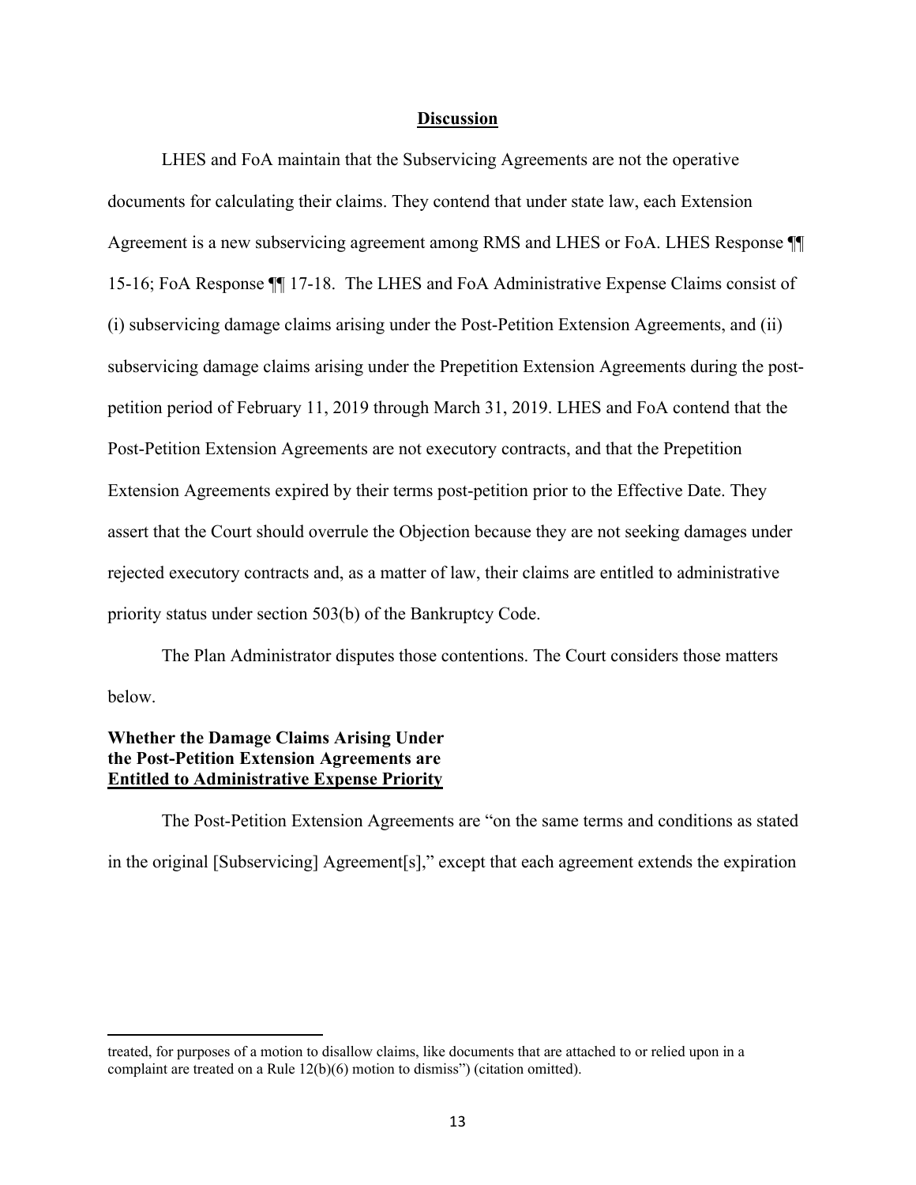**Discussion**

LHES and FoA maintain that the Subservicing Agreements are not the operative documents for calculating their claims. They contend that under state law, each Extension Agreement is a new subservicing agreement among RMS and LHES or FoA. LHES Response ¶¶ 15-16; FoA Response ¶¶ 17-18. The LHES and FoA Administrative Expense Claims consist of (i) subservicing damage claims arising under the Post-Petition Extension Agreements, and (ii) subservicing damage claims arising under the Prepetition Extension Agreements during the post-petition period of February 11, 2019 through March 31, 2019. LHES and FoA contend that the Post-Petition Extension Agreements are not executory contracts, and that the Prepetition Extension Agreements expired by their terms post-petition prior to the Effective Date. They assert that the Court should overrule the Objection because they are not seeking damages under rejected executory contracts and, as a matter of law, their claims are entitled to administrative priority status under section 503(b) of the Bankruptcy Code.

The Plan Administrator disputes those contentions. The Court considers those matters below.

**Whether the Damage Claims Arising Under the Post-Petition Extension Agreements are Entitled to Administrative Expense Priority**

The Post-Petition Extension Agreements are "on the same terms and conditions as stated in the original [Subservicing] Agreement[s]," except that each agreement extends the expiration

---

treated, for purposes of a motion to disallow claims, like documents that are attached to or relied upon in a complaint are treated on a Rule 12(b)(6) motion to dismiss") (citation omitted).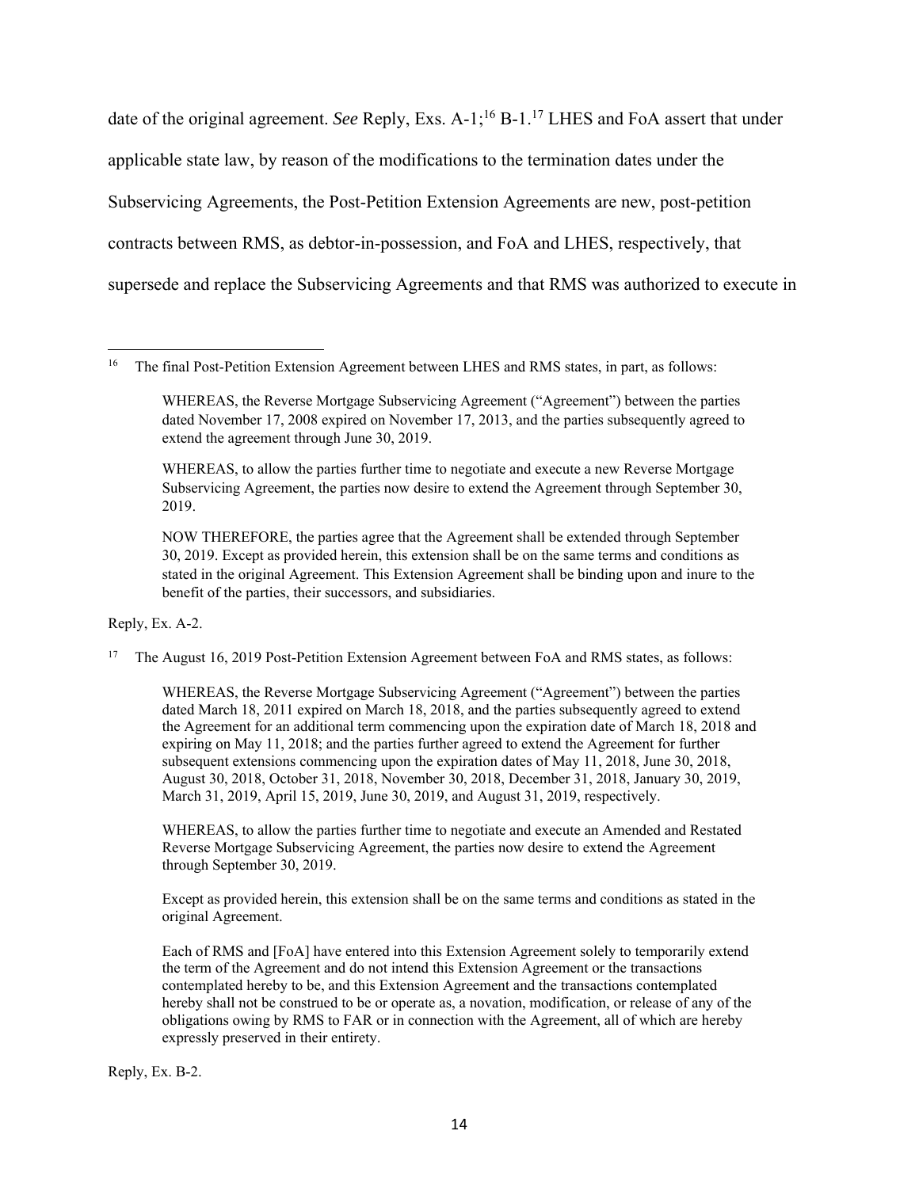date of the original agreement. *See* Reply, Exs. A-1;[16] B-1.[17] LHES and FoA assert that under applicable state law, by reason of the modifications to the termination dates under the Subservicing Agreements, the Post-Petition Extension Agreements are new, post-petition contracts between RMS, as debtor-in-possession, and FoA and LHES, respectively, that supersede and replace the Subservicing Agreements and that RMS was authorized to execute in

---

[16] The final Post-Petition Extension Agreement between LHES and RMS states, in part, as follows:

> WHEREAS, the Reverse Mortgage Subservicing Agreement ("Agreement") between the parties dated November 17, 2008 expired on November 17, 2013, and the parties subsequently agreed to extend the agreement through June 30, 2019.
>
> WHEREAS, to allow the parties further time to negotiate and execute a new Reverse Mortgage Subservicing Agreement, the parties now desire to extend the Agreement through September 30, 2019.
>
> NOW THEREFORE, the parties agree that the Agreement shall be extended through September 30, 2019. Except as provided herein, this extension shall be on the same terms and conditions as stated in the original Agreement. This Extension Agreement shall be binding upon and inure to the benefit of the parties, their successors, and subsidiaries.

Reply, Ex. A-2.

[17] The August 16, 2019 Post-Petition Extension Agreement between FoA and RMS states, as follows:

> WHEREAS, the Reverse Mortgage Subservicing Agreement ("Agreement") between the parties dated March 18, 2011 expired on March 18, 2018, and the parties subsequently agreed to extend the Agreement for an additional term commencing upon the expiration date of March 18, 2018 and expiring on May 11, 2018; and the parties further agreed to extend the Agreement for further subsequent extensions commencing upon the expiration dates of May 11, 2018, June 30, 2018, August 30, 2018, October 31, 2018, November 30, 2018, December 31, 2018, January 30, 2019, March 31, 2019, April 15, 2019, June 30, 2019, and August 31, 2019, respectively.
>
> WHEREAS, to allow the parties further time to negotiate and execute an Amended and Restated Reverse Mortgage Subservicing Agreement, the parties now desire to extend the Agreement through September 30, 2019.
>
> Except as provided herein, this extension shall be on the same terms and conditions as stated in the original Agreement.
>
> Each of RMS and [FoA] have entered into this Extension Agreement solely to temporarily extend the term of the Agreement and do not intend this Extension Agreement or the transactions contemplated hereby to be, and this Extension Agreement and the transactions contemplated hereby shall not be construed to be or operate as, a novation, modification, or release of any of the obligations owing by RMS to FAR or in connection with the Agreement, all of which are hereby expressly preserved in their entirety.

Reply, Ex. B-2.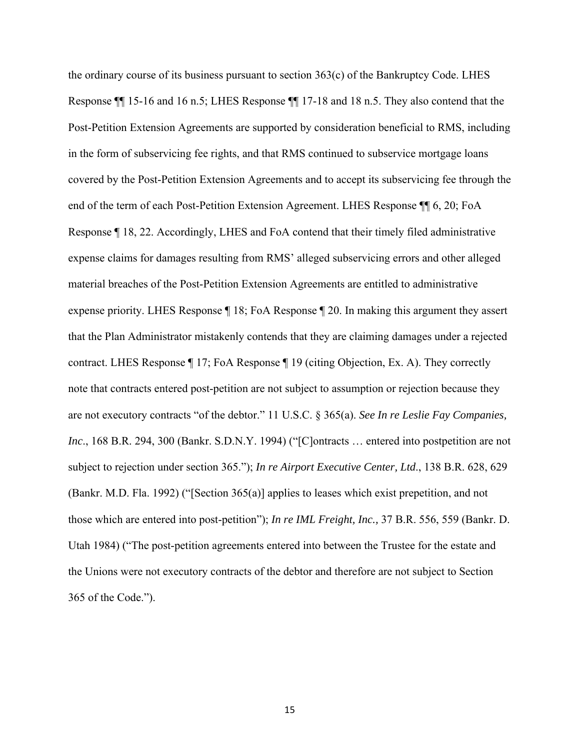the ordinary course of its business pursuant to section 363(c) of the Bankruptcy Code. LHES Response ¶¶ 15-16 and 16 n.5; LHES Response ¶¶ 17-18 and 18 n.5. They also contend that the Post-Petition Extension Agreements are supported by consideration beneficial to RMS, including in the form of subservicing fee rights, and that RMS continued to subservice mortgage loans covered by the Post-Petition Extension Agreements and to accept its subservicing fee through the end of the term of each Post-Petition Extension Agreement. LHES Response ¶¶ 6, 20; FoA Response ¶ 18, 22. Accordingly, LHES and FoA contend that their timely filed administrative expense claims for damages resulting from RMS' alleged subservicing errors and other alleged material breaches of the Post-Petition Extension Agreements are entitled to administrative expense priority. LHES Response ¶ 18; FoA Response ¶ 20. In making this argument they assert that the Plan Administrator mistakenly contends that they are claiming damages under a rejected contract. LHES Response ¶ 17; FoA Response ¶ 19 (citing Objection, Ex. A). They correctly note that contracts entered post-petition are not subject to assumption or rejection because they are not executory contracts "of the debtor." 11 U.S.C. § 365(a). *See In re Leslie Fay Companies, Inc*., 168 B.R. 294, 300 (Bankr. S.D.N.Y. 1994) ("[C]ontracts … entered into postpetition are not subject to rejection under section 365."); *In re Airport Executive Center, Ltd*., 138 B.R. 628, 629 (Bankr. M.D. Fla. 1992) ("[Section 365(a)] applies to leases which exist prepetition, and not those which are entered into post-petition"); *In re IML Freight, Inc.,* 37 B.R. 556, 559 (Bankr. D. Utah 1984) ("The post-petition agreements entered into between the Trustee for the estate and the Unions were not executory contracts of the debtor and therefore are not subject to Section 365 of the Code.").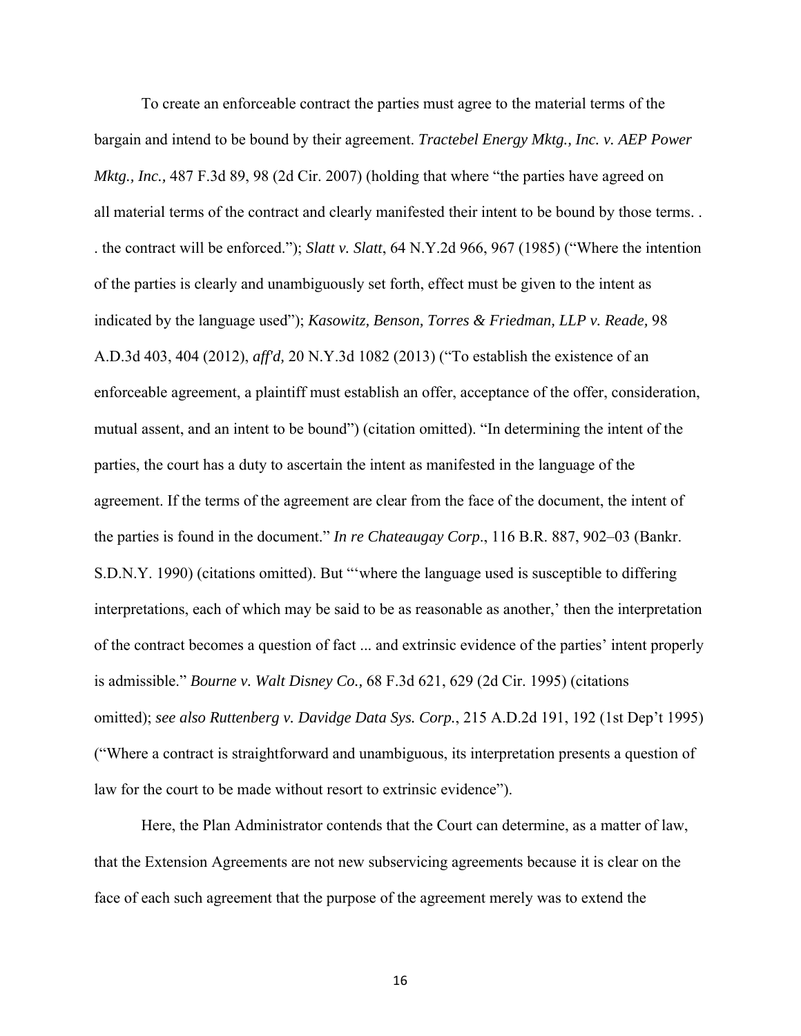To create an enforceable contract the parties must agree to the material terms of the bargain and intend to be bound by their agreement. *Tractebel Energy Mktg., Inc. v. AEP Power Mktg., Inc.,* 487 F.3d 89, 98 (2d Cir. 2007) (holding that where "the parties have agreed on all material terms of the contract and clearly manifested their intent to be bound by those terms. . . the contract will be enforced."); *Slatt v. Slatt*, 64 N.Y.2d 966, 967 (1985) ("Where the intention of the parties is clearly and unambiguously set forth, effect must be given to the intent as indicated by the language used"); *Kasowitz, Benson, Torres & Friedman, LLP v. Reade,* 98 A.D.3d 403, 404 (2012), *aff'd,* 20 N.Y.3d 1082 (2013) ("To establish the existence of an enforceable agreement, a plaintiff must establish an offer, acceptance of the offer, consideration, mutual assent, and an intent to be bound") (citation omitted). "In determining the intent of the parties, the court has a duty to ascertain the intent as manifested in the language of the agreement. If the terms of the agreement are clear from the face of the document, the intent of the parties is found in the document." *In re Chateaugay Corp*., 116 B.R. 887, 902–03 (Bankr. S.D.N.Y. 1990) (citations omitted). But "'where the language used is susceptible to differing interpretations, each of which may be said to be as reasonable as another,' then the interpretation of the contract becomes a question of fact ... and extrinsic evidence of the parties' intent properly is admissible." *Bourne v. Walt Disney Co.*, 68 F.3d 621, 629 (2d Cir. 1995) (citations omitted); *see also Ruttenberg v. Davidge Data Sys. Corp.*, 215 A.D.2d 191, 192 (1st Dep't 1995) ("Where a contract is straightforward and unambiguous, its interpretation presents a question of law for the court to be made without resort to extrinsic evidence").

Here, the Plan Administrator contends that the Court can determine, as a matter of law, that the Extension Agreements are not new subservicing agreements because it is clear on the face of each such agreement that the purpose of the agreement merely was to extend the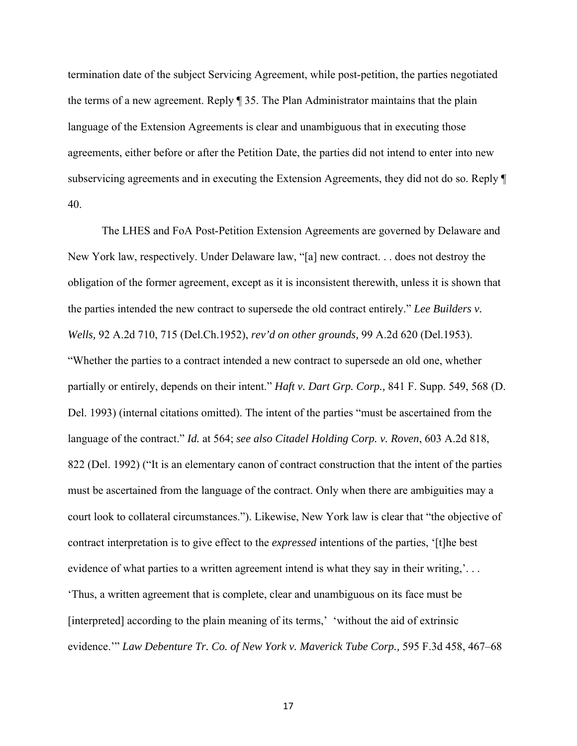termination date of the subject Servicing Agreement, while post-petition, the parties negotiated the terms of a new agreement. Reply ¶ 35. The Plan Administrator maintains that the plain language of the Extension Agreements is clear and unambiguous that in executing those agreements, either before or after the Petition Date, the parties did not intend to enter into new subservicing agreements and in executing the Extension Agreements, they did not do so. Reply ¶ 40.

The LHES and FoA Post-Petition Extension Agreements are governed by Delaware and New York law, respectively. Under Delaware law, "[a] new contract. . . does not destroy the obligation of the former agreement, except as it is inconsistent therewith, unless it is shown that the parties intended the new contract to supersede the old contract entirely." *Lee Builders v. Wells,* 92 A.2d 710, 715 (Del.Ch.1952), *rev'd on other grounds,* 99 A.2d 620 (Del.1953). "Whether the parties to a contract intended a new contract to supersede an old one, whether partially or entirely, depends on their intent." *Haft v. Dart Grp. Corp.,* 841 F. Supp. 549, 568 (D. Del. 1993) (internal citations omitted). The intent of the parties "must be ascertained from the language of the contract." *Id.* at 564; *see also Citadel Holding Corp. v. Roven*, 603 A.2d 818, 822 (Del. 1992) ("It is an elementary canon of contract construction that the intent of the parties must be ascertained from the language of the contract. Only when there are ambiguities may a court look to collateral circumstances."). Likewise, New York law is clear that "the objective of contract interpretation is to give effect to the *expressed* intentions of the parties, '[t]he best evidence of what parties to a written agreement intend is what they say in their writing,'. . . 'Thus, a written agreement that is complete, clear and unambiguous on its face must be [interpreted] according to the plain meaning of its terms,' 'without the aid of extrinsic evidence.'" *Law Debenture Tr. Co. of New York v. Maverick Tube Corp.,* 595 F.3d 458, 467–68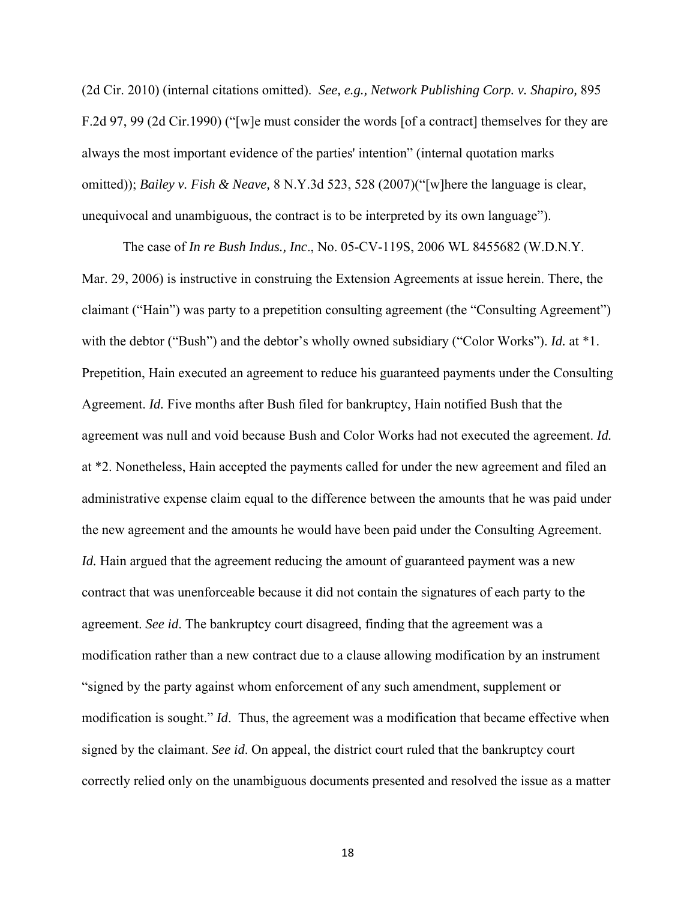(2d Cir. 2010) (internal citations omitted). *See, e.g., Network Publishing Corp. v. Shapiro,* 895 F.2d 97, 99 (2d Cir.1990) ("[w]e must consider the words [of a contract] themselves for they are always the most important evidence of the parties' intention" (internal quotation marks omitted)); *Bailey v. Fish & Neave,* 8 N.Y.3d 523, 528 (2007)("[w]here the language is clear, unequivocal and unambiguous, the contract is to be interpreted by its own language").

The case of *In re Bush Indus., Inc*., No. 05-CV-119S, 2006 WL 8455682 (W.D.N.Y. Mar. 29, 2006) is instructive in construing the Extension Agreements at issue herein. There, the claimant ("Hain") was party to a prepetition consulting agreement (the "Consulting Agreement") with the debtor ("Bush") and the debtor's wholly owned subsidiary ("Color Works"). *Id.* at *1. Prepetition, Hain executed an agreement to reduce his guaranteed payments under the Consulting Agreement. *Id.* Five months after Bush filed for bankruptcy, Hain notified Bush that the agreement was null and void because Bush and Color Works had not executed the agreement. *Id.* at *2. Nonetheless, Hain accepted the payments called for under the new agreement and filed an administrative expense claim equal to the difference between the amounts that he was paid under the new agreement and the amounts he would have been paid under the Consulting Agreement. *Id.* Hain argued that the agreement reducing the amount of guaranteed payment was a new contract that was unenforceable because it did not contain the signatures of each party to the agreement. *See id*. The bankruptcy court disagreed, finding that the agreement was a modification rather than a new contract due to a clause allowing modification by an instrument "signed by the party against whom enforcement of any such amendment, supplement or modification is sought." *Id*. Thus, the agreement was a modification that became effective when signed by the claimant. *See id*. On appeal, the district court ruled that the bankruptcy court correctly relied only on the unambiguous documents presented and resolved the issue as a matter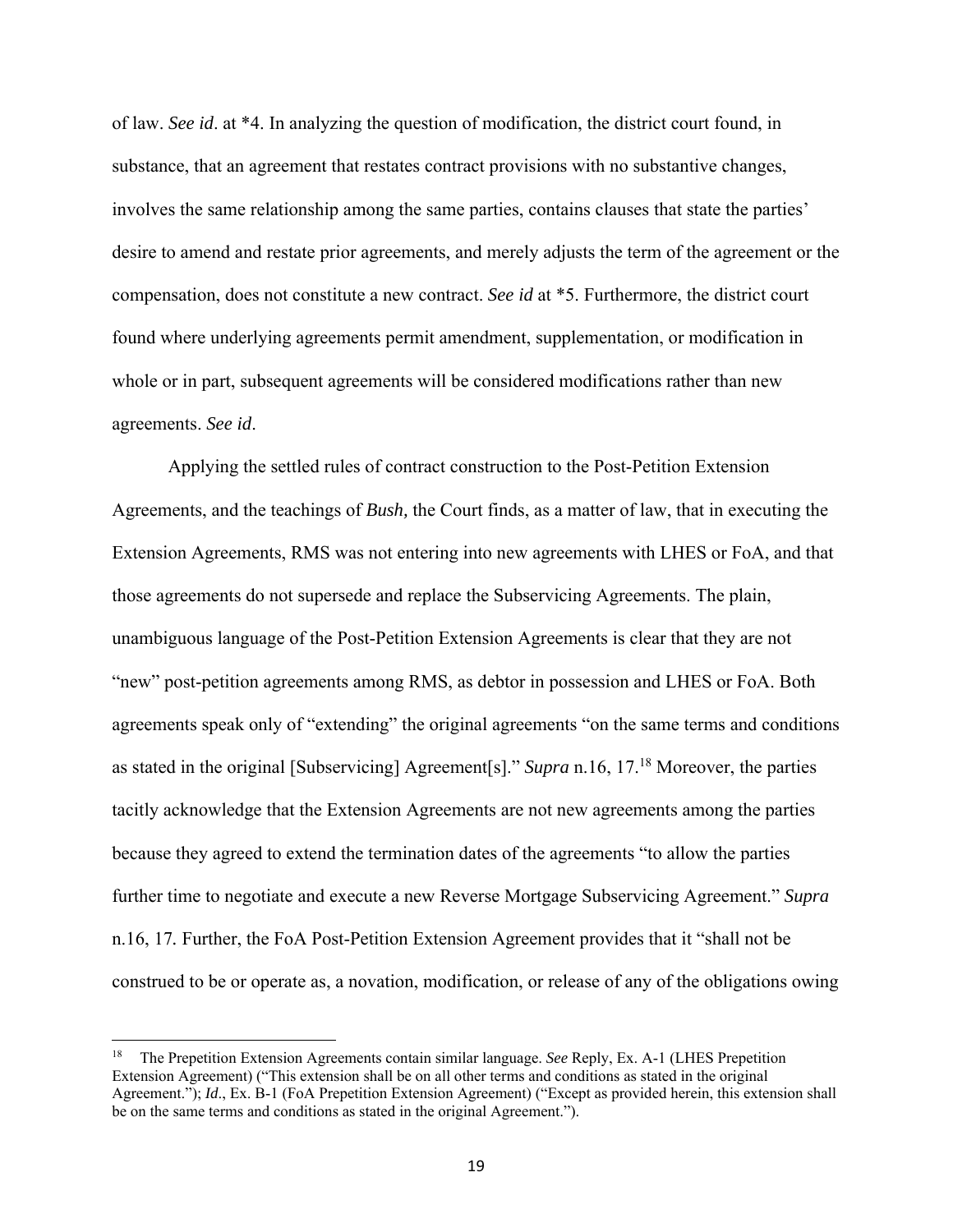of law. *See id*. at *4. In analyzing the question of modification, the district court found, in substance, that an agreement that restates contract provisions with no substantive changes, involves the same relationship among the same parties, contains clauses that state the parties' desire to amend and restate prior agreements, and merely adjusts the term of the agreement or the compensation, does not constitute a new contract. *See id* at *5. Furthermore, the district court found where underlying agreements permit amendment, supplementation, or modification in whole or in part, subsequent agreements will be considered modifications rather than new agreements. *See id*.

Applying the settled rules of contract construction to the Post-Petition Extension Agreements, and the teachings of *Bush,* the Court finds, as a matter of law, that in executing the Extension Agreements, RMS was not entering into new agreements with LHES or FoA, and that those agreements do not supersede and replace the Subservicing Agreements. The plain, unambiguous language of the Post-Petition Extension Agreements is clear that they are not "new" post-petition agreements among RMS, as debtor in possession and LHES or FoA. Both agreements speak only of "extending" the original agreements "on the same terms and conditions as stated in the original [Subservicing] Agreement[s]." *Supra* n.16, 17.[18] Moreover, the parties tacitly acknowledge that the Extension Agreements are not new agreements among the parties because they agreed to extend the termination dates of the agreements "to allow the parties further time to negotiate and execute a new Reverse Mortgage Subservicing Agreement." *Supra* n.16, 17. Further, the FoA Post-Petition Extension Agreement provides that it "shall not be construed to be or operate as, a novation, modification, or release of any of the obligations owing

[18] The Prepetition Extension Agreements contain similar language. *See* Reply, Ex. A-1 (LHES Prepetition Extension Agreement) ("This extension shall be on all other terms and conditions as stated in the original Agreement."); *Id*., Ex. B-1 (FoA Prepetition Extension Agreement) ("Except as provided herein, this extension shall be on the same terms and conditions as stated in the original Agreement.").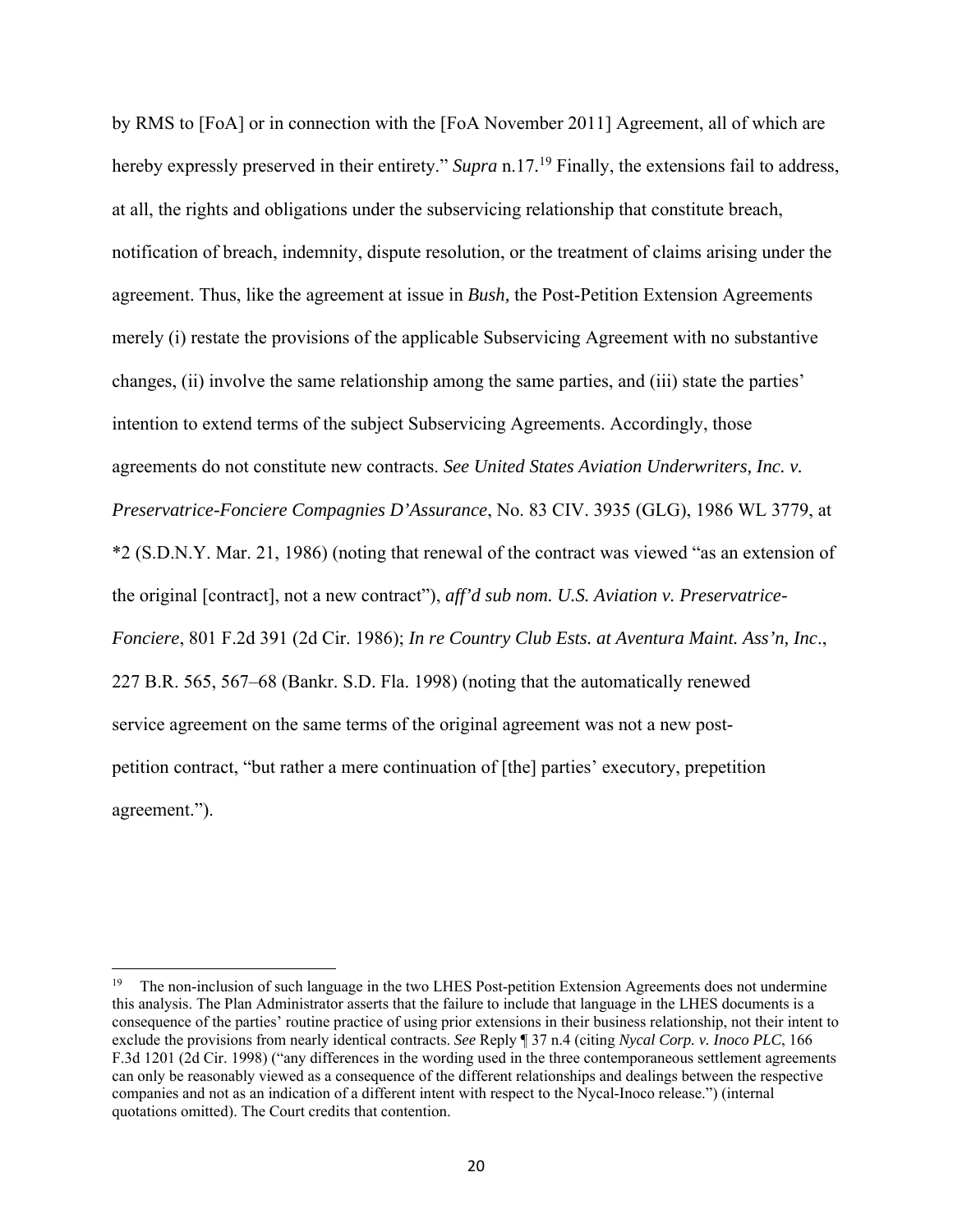by RMS to [FoA] or in connection with the [FoA November 2011] Agreement, all of which are hereby expressly preserved in their entirety." *Supra* n.17.[19] Finally, the extensions fail to address, at all, the rights and obligations under the subservicing relationship that constitute breach, notification of breach, indemnity, dispute resolution, or the treatment of claims arising under the agreement. Thus, like the agreement at issue in *Bush,* the Post-Petition Extension Agreements merely (i) restate the provisions of the applicable Subservicing Agreement with no substantive changes, (ii) involve the same relationship among the same parties, and (iii) state the parties' intention to extend terms of the subject Subservicing Agreements. Accordingly, those agreements do not constitute new contracts. *See United States Aviation Underwriters, Inc. v. Preservatrice-Fonciere Compagnies D'Assurance*, No. 83 CIV. 3935 (GLG), 1986 WL 3779, at *2 (S.D.N.Y. Mar. 21, 1986) (noting that renewal of the contract was viewed "as an extension of the original [contract], not a new contract"), *aff'd sub nom. U.S. Aviation v. Preservatrice-Fonciere*, 801 F.2d 391 (2d Cir. 1986); *In re Country Club Ests. at Aventura Maint. Ass'n, Inc*., 227 B.R. 565, 567–68 (Bankr. S.D. Fla. 1998) (noting that the automatically renewed service agreement on the same terms of the original agreement was not a new post-petition contract, "but rather a mere continuation of [the] parties' executory, prepetition agreement.").

---

[19] The non-inclusion of such language in the two LHES Post-petition Extension Agreements does not undermine this analysis. The Plan Administrator asserts that the failure to include that language in the LHES documents is a consequence of the parties' routine practice of using prior extensions in their business relationship, not their intent to exclude the provisions from nearly identical contracts. *See* Reply ¶ 37 n.4 (citing *Nycal Corp. v. Inoco PLC*, 166 F.3d 1201 (2d Cir. 1998) ("any differences in the wording used in the three contemporaneous settlement agreements can only be reasonably viewed as a consequence of the different relationships and dealings between the respective companies and not as an indication of a different intent with respect to the Nycal-Inoco release.") (internal quotations omitted). The Court credits that contention.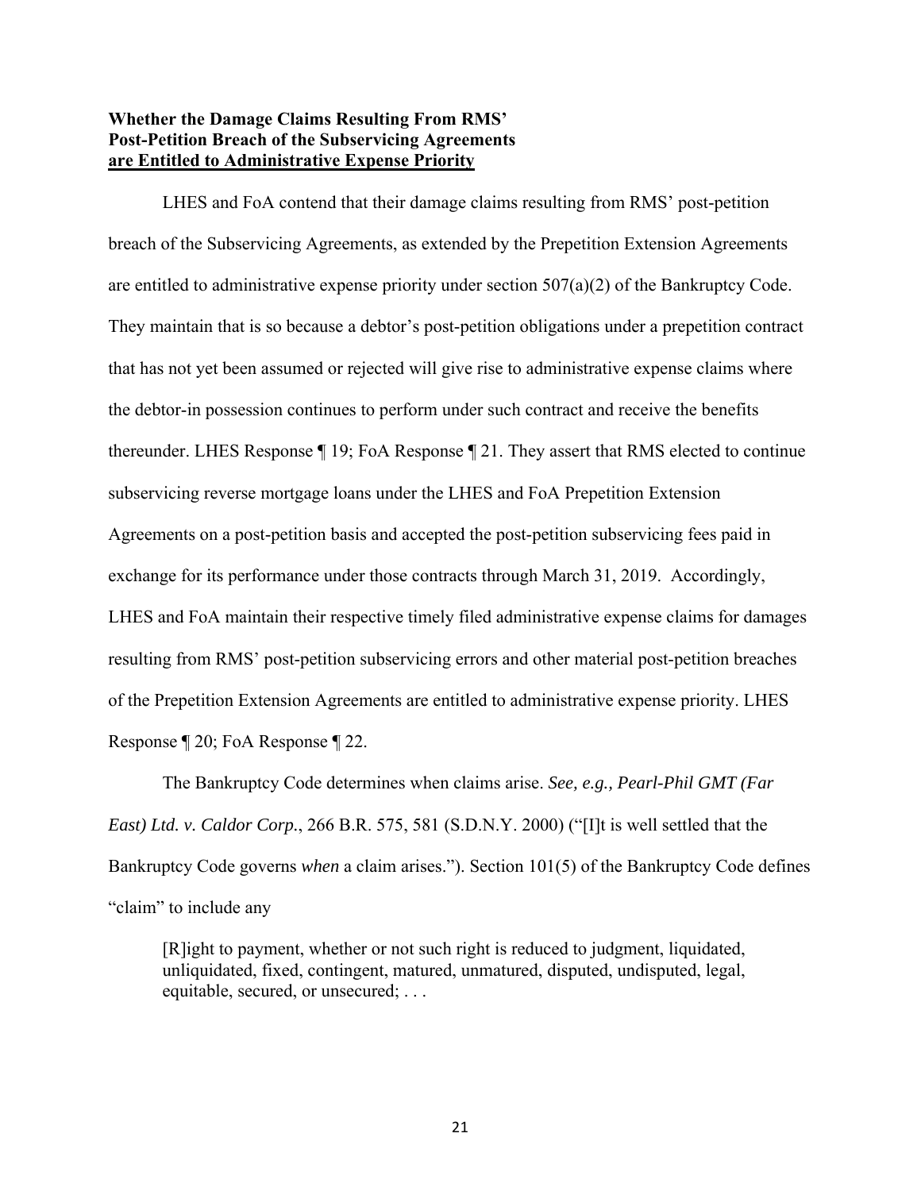**Whether the Damage Claims Resulting From RMS' Post-Petition Breach of the Subservicing Agreements <u>are Entitled to Administrative Expense Priority</u>**

LHES and FoA contend that their damage claims resulting from RMS' post-petition breach of the Subservicing Agreements, as extended by the Prepetition Extension Agreements are entitled to administrative expense priority under section 507(a)(2) of the Bankruptcy Code. They maintain that is so because a debtor's post-petition obligations under a prepetition contract that has not yet been assumed or rejected will give rise to administrative expense claims where the debtor-in possession continues to perform under such contract and receive the benefits thereunder. LHES Response ¶ 19; FoA Response ¶ 21. They assert that RMS elected to continue subservicing reverse mortgage loans under the LHES and FoA Prepetition Extension Agreements on a post-petition basis and accepted the post-petition subservicing fees paid in exchange for its performance under those contracts through March 31, 2019. Accordingly, LHES and FoA maintain their respective timely filed administrative expense claims for damages resulting from RMS' post-petition subservicing errors and other material post-petition breaches of the Prepetition Extension Agreements are entitled to administrative expense priority. LHES Response ¶ 20; FoA Response ¶ 22.

The Bankruptcy Code determines when claims arise. *See, e.g., Pearl-Phil GMT (Far East) Ltd. v. Caldor Corp.*, 266 B.R. 575, 581 (S.D.N.Y. 2000) ("[I]t is well settled that the Bankruptcy Code governs *when* a claim arises."). Section 101(5) of the Bankruptcy Code defines "claim" to include any

> [R]ight to payment, whether or not such right is reduced to judgment, liquidated, unliquidated, fixed, contingent, matured, unmatured, disputed, undisputed, legal, equitable, secured, or unsecured; . . .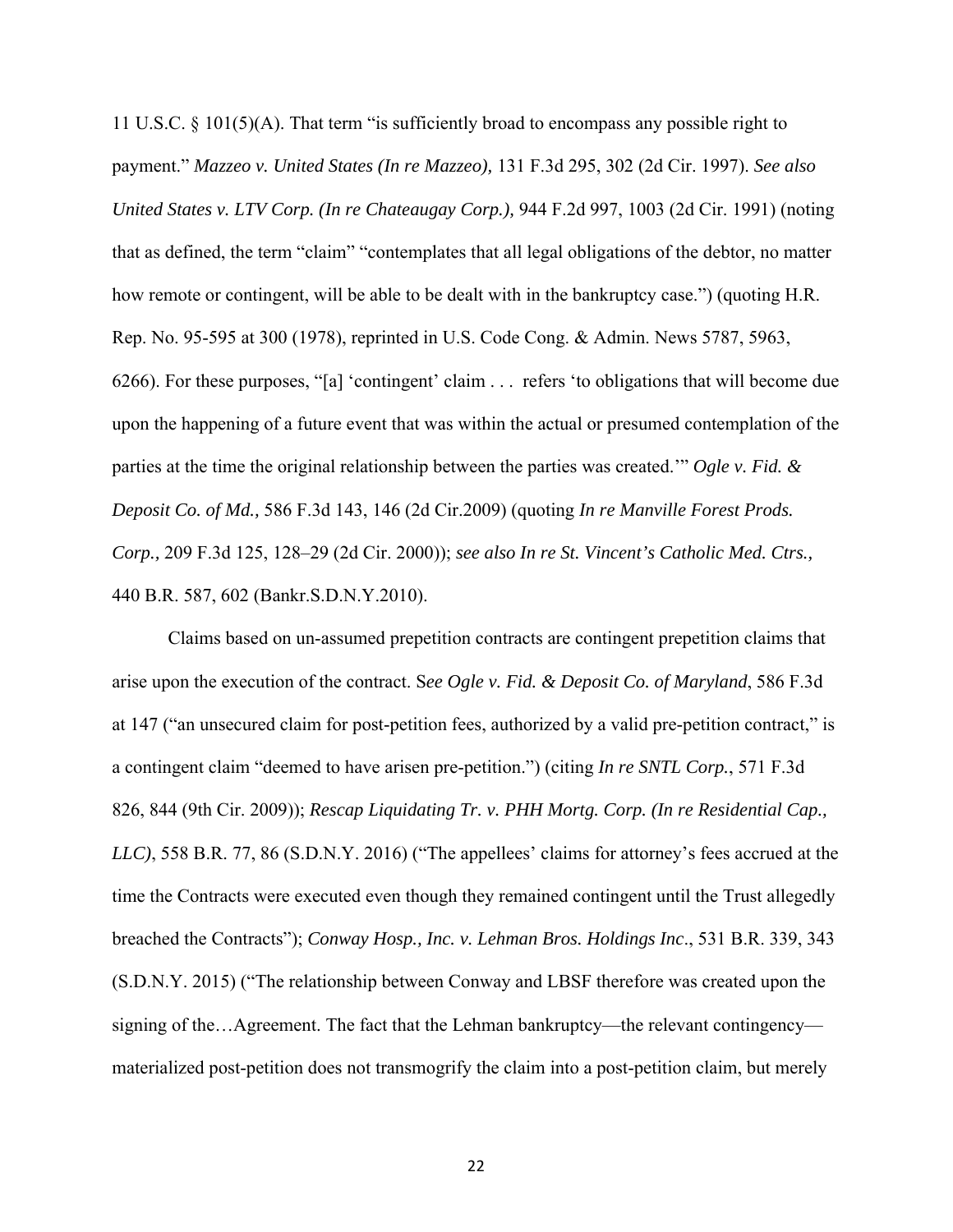11 U.S.C. § 101(5)(A). That term "is sufficiently broad to encompass any possible right to payment." *Mazzeo v. United States (In re Mazzeo),* 131 F.3d 295, 302 (2d Cir. 1997). *See also United States v. LTV Corp. (In re Chateaugay Corp.),* 944 F.2d 997, 1003 (2d Cir. 1991) (noting that as defined, the term "claim" "contemplates that all legal obligations of the debtor, no matter how remote or contingent, will be able to be dealt with in the bankruptcy case.") (quoting H.R. Rep. No. 95-595 at 300 (1978), reprinted in U.S. Code Cong. & Admin. News 5787, 5963, 6266). For these purposes, "[a] 'contingent' claim . . . refers 'to obligations that will become due upon the happening of a future event that was within the actual or presumed contemplation of the parties at the time the original relationship between the parties was created.'" *Ogle v. Fid. & Deposit Co. of Md.,* 586 F.3d 143, 146 (2d Cir.2009) (quoting *In re Manville Forest Prods. Corp.,* 209 F.3d 125, 128–29 (2d Cir. 2000)); *see also In re St. Vincent's Catholic Med. Ctrs.,* 440 B.R. 587, 602 (Bankr.S.D.N.Y.2010).

Claims based on un-assumed prepetition contracts are contingent prepetition claims that arise upon the execution of the contract. S*ee Ogle v. Fid. & Deposit Co. of Maryland*, 586 F.3d at 147 ("an unsecured claim for post-petition fees, authorized by a valid pre-petition contract," is a contingent claim "deemed to have arisen pre-petition.") (citing *In re SNTL Corp.*, 571 F.3d 826, 844 (9th Cir. 2009)); *Rescap Liquidating Tr. v. PHH Mortg. Corp. (In re Residential Cap., LLC)*, 558 B.R. 77, 86 (S.D.N.Y. 2016) ("The appellees' claims for attorney's fees accrued at the time the Contracts were executed even though they remained contingent until the Trust allegedly breached the Contracts"); *Conway Hosp., Inc. v. Lehman Bros. Holdings Inc*., 531 B.R. 339, 343 (S.D.N.Y. 2015) ("The relationship between Conway and LBSF therefore was created upon the signing of the…Agreement. The fact that the Lehman bankruptcy—the relevant contingency—materialized post-petition does not transmogrify the claim into a post-petition claim, but merely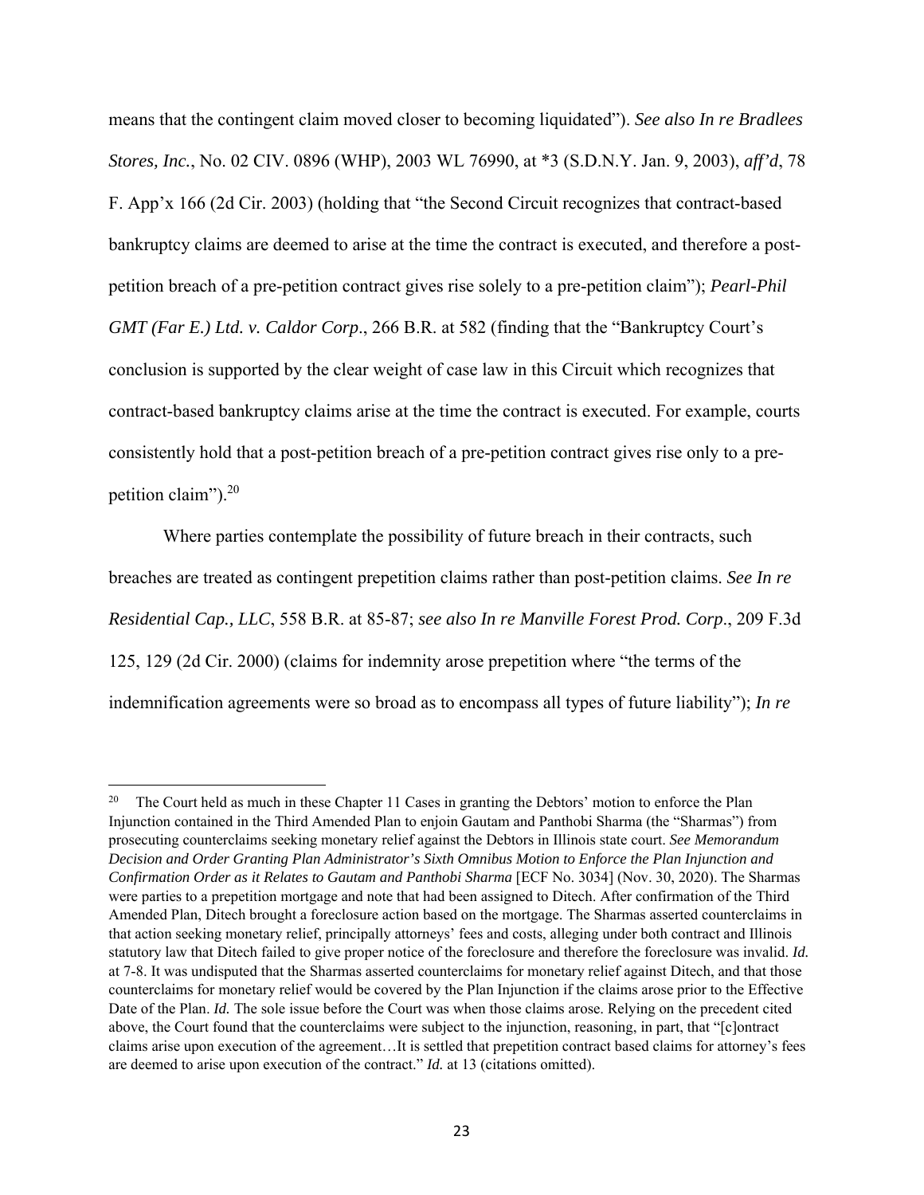means that the contingent claim moved closer to becoming liquidated"). *See also In re Bradlees Stores, Inc.*, No. 02 CIV. 0896 (WHP), 2003 WL 76990, at *3 (S.D.N.Y. Jan. 9, 2003), *aff'd*, 78 F. App'x 166 (2d Cir. 2003) (holding that "the Second Circuit recognizes that contract-based bankruptcy claims are deemed to arise at the time the contract is executed, and therefore a post-petition breach of a pre-petition contract gives rise solely to a pre-petition claim"); *Pearl-Phil GMT (Far E.) Ltd. v. Caldor Corp.*, 266 B.R. at 582 (finding that the "Bankruptcy Court's conclusion is supported by the clear weight of case law in this Circuit which recognizes that contract-based bankruptcy claims arise at the time the contract is executed. For example, courts consistently hold that a post-petition breach of a pre-petition contract gives rise only to a pre-petition claim").[20]

Where parties contemplate the possibility of future breach in their contracts, such breaches are treated as contingent prepetition claims rather than post-petition claims. *See In re Residential Cap., LLC*, 558 B.R. at 85-87; *see also In re Manville Forest Prod. Corp.*, 209 F.3d 125, 129 (2d Cir. 2000) (claims for indemnity arose prepetition where "the terms of the indemnification agreements were so broad as to encompass all types of future liability"); *In re*

---

[20] The Court held as much in these Chapter 11 Cases in granting the Debtors' motion to enforce the Plan Injunction contained in the Third Amended Plan to enjoin Gautam and Panthobi Sharma (the "Sharmas") from prosecuting counterclaims seeking monetary relief against the Debtors in Illinois state court. *See Memorandum Decision and Order Granting Plan Administrator's Sixth Omnibus Motion to Enforce the Plan Injunction and Confirmation Order as it Relates to Gautam and Panthobi Sharma* [ECF No. 3034] (Nov. 30, 2020). The Sharmas were parties to a prepetition mortgage and note that had been assigned to Ditech. After confirmation of the Third Amended Plan, Ditech brought a foreclosure action based on the mortgage. The Sharmas asserted counterclaims in that action seeking monetary relief, principally attorneys' fees and costs, alleging under both contract and Illinois statutory law that Ditech failed to give proper notice of the foreclosure and therefore the foreclosure was invalid. *Id.* at 7-8. It was undisputed that the Sharmas asserted counterclaims for monetary relief against Ditech, and that those counterclaims for monetary relief would be covered by the Plan Injunction if the claims arose prior to the Effective Date of the Plan. *Id.* The sole issue before the Court was when those claims arose. Relying on the precedent cited above, the Court found that the counterclaims were subject to the injunction, reasoning, in part, that "[c]ontract claims arise upon execution of the agreement…It is settled that prepetition contract based claims for attorney's fees are deemed to arise upon execution of the contract." *Id.* at 13 (citations omitted).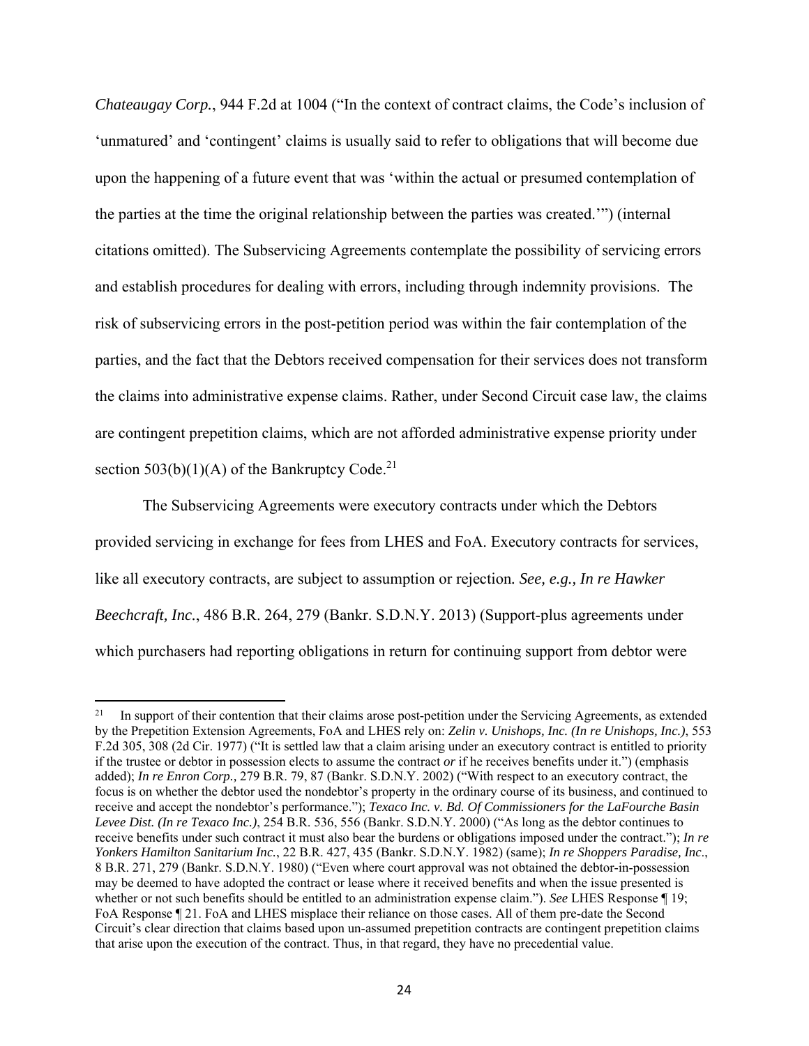*Chateaugay Corp.*, 944 F.2d at 1004 ("In the context of contract claims, the Code's inclusion of 'unmatured' and 'contingent' claims is usually said to refer to obligations that will become due upon the happening of a future event that was 'within the actual or presumed contemplation of the parties at the time the original relationship between the parties was created.'") (internal citations omitted). The Subservicing Agreements contemplate the possibility of servicing errors and establish procedures for dealing with errors, including through indemnity provisions. The risk of subservicing errors in the post-petition period was within the fair contemplation of the parties, and the fact that the Debtors received compensation for their services does not transform the claims into administrative expense claims. Rather, under Second Circuit case law, the claims are contingent prepetition claims, which are not afforded administrative expense priority under section 503(b)(1)(A) of the Bankruptcy Code.[21]

The Subservicing Agreements were executory contracts under which the Debtors provided servicing in exchange for fees from LHES and FoA. Executory contracts for services, like all executory contracts, are subject to assumption or rejection. *See, e.g., In re Hawker Beechcraft, Inc.*, 486 B.R. 264, 279 (Bankr. S.D.N.Y. 2013) (Support-plus agreements under which purchasers had reporting obligations in return for continuing support from debtor were

---

[21] In support of their contention that their claims arose post-petition under the Servicing Agreements, as extended by the Prepetition Extension Agreements, FoA and LHES rely on: ***Zelin v. Unishops, Inc. (In re Unishops, Inc.)***, 553 F.2d 305, 308 (2d Cir. 1977) ("It is settled law that a claim arising under an executory contract is entitled to priority if the trustee or debtor in possession elects to assume the contract *or* if he receives benefits under it.") (emphasis added); *In re Enron Corp.,* 279 B.R. 79, 87 (Bankr. S.D.N.Y. 2002) ("With respect to an executory contract, the focus is on whether the debtor used the nondebtor's property in the ordinary course of its business, and continued to receive and accept the nondebtor's performance."); *Texaco Inc. v. Bd. Of Commissioners for the LaFourche Basin Levee Dist. (In re Texaco Inc.)*, 254 B.R. 536, 556 (Bankr. S.D.N.Y. 2000) ("As long as the debtor continues to receive benefits under such contract it must also bear the burdens or obligations imposed under the contract."); *In re Yonkers Hamilton Sanitarium Inc.*, 22 B.R. 427, 435 (Bankr. S.D.N.Y. 1982) (same); *In re Shoppers Paradise, Inc*., 8 B.R. 271, 279 (Bankr. S.D.N.Y. 1980) ("Even where court approval was not obtained the debtor-in-possession may be deemed to have adopted the contract or lease where it received benefits and when the issue presented is whether or not such benefits should be entitled to an administration expense claim."). *See* LHES Response ¶ 19; FoA Response ¶ 21. FoA and LHES misplace their reliance on those cases. All of them pre-date the Second Circuit's clear direction that claims based upon un-assumed prepetition contracts are contingent prepetition claims that arise upon the execution of the contract. Thus, in that regard, they have no precedential value.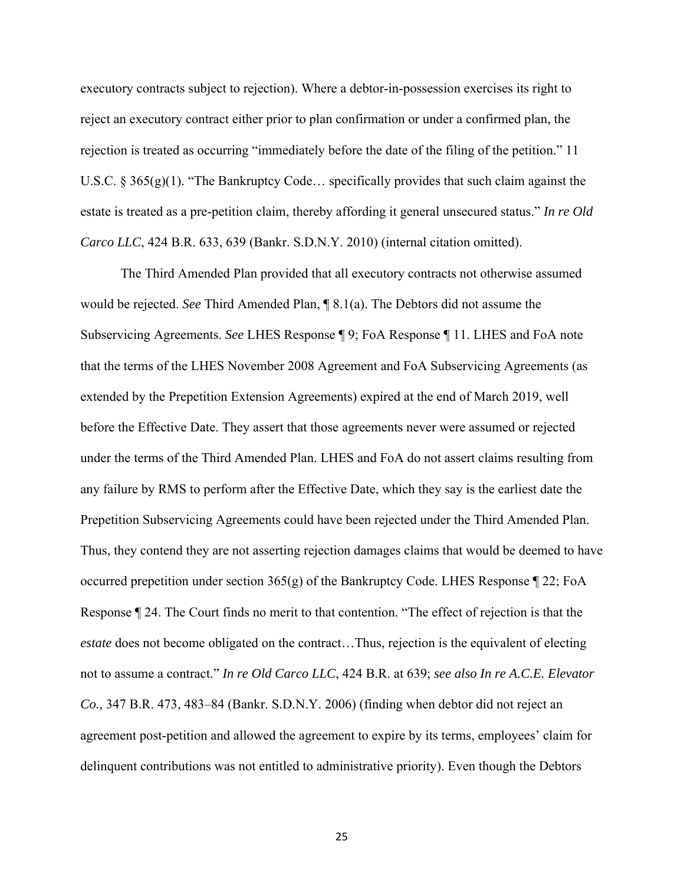executory contracts subject to rejection). Where a debtor-in-possession exercises its right to reject an executory contract either prior to plan confirmation or under a confirmed plan, the rejection is treated as occurring "immediately before the date of the filing of the petition." 11 U.S.C. § 365(g)(1). "The Bankruptcy Code… specifically provides that such claim against the estate is treated as a pre-petition claim, thereby affording it general unsecured status." *In re Old Carco LLC*, 424 B.R. 633, 639 (Bankr. S.D.N.Y. 2010) (internal citation omitted).

The Third Amended Plan provided that all executory contracts not otherwise assumed would be rejected. *See* Third Amended Plan, ¶ 8.1(a). The Debtors did not assume the Subservicing Agreements. *See* LHES Response ¶ 9; FoA Response ¶ 11. LHES and FoA note that the terms of the LHES November 2008 Agreement and FoA Subservicing Agreements (as extended by the Prepetition Extension Agreements) expired at the end of March 2019, well before the Effective Date. They assert that those agreements never were assumed or rejected under the terms of the Third Amended Plan. LHES and FoA do not assert claims resulting from any failure by RMS to perform after the Effective Date, which they say is the earliest date the Prepetition Subservicing Agreements could have been rejected under the Third Amended Plan. Thus, they contend they are not asserting rejection damages claims that would be deemed to have occurred prepetition under section 365(g) of the Bankruptcy Code. LHES Response ¶ 22; FoA Response ¶ 24. The Court finds no merit to that contention. "The effect of rejection is that the *estate* does not become obligated on the contract…Thus, rejection is the equivalent of electing not to assume a contract." *In re Old Carco LLC*, 424 B.R. at 639; *see also In re A.C.E. Elevator Co.,* 347 B.R. 473, 483–84 (Bankr. S.D.N.Y. 2006) (finding when debtor did not reject an agreement post-petition and allowed the agreement to expire by its terms, employees' claim for delinquent contributions was not entitled to administrative priority). Even though the Debtors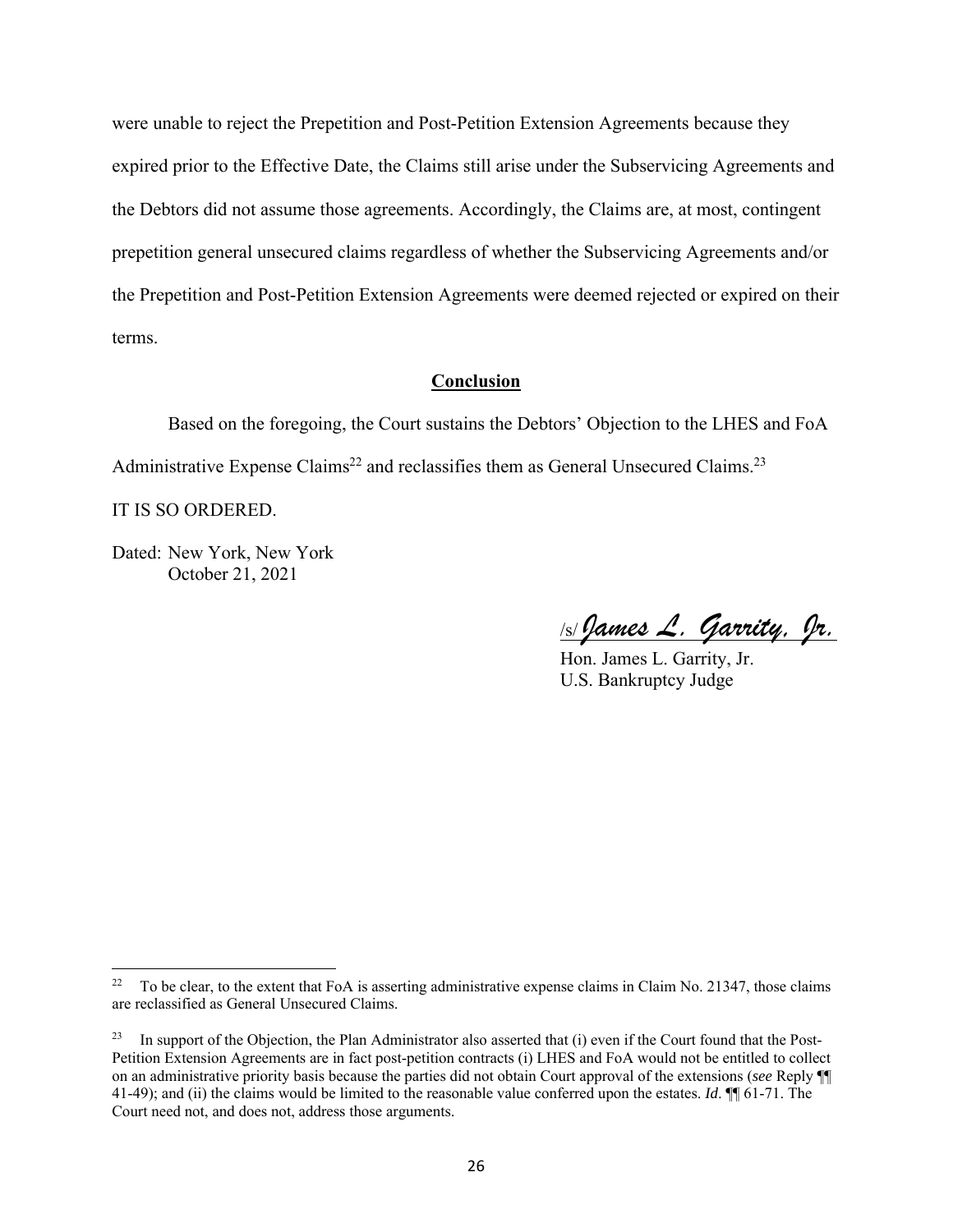were unable to reject the Prepetition and Post-Petition Extension Agreements because they expired prior to the Effective Date, the Claims still arise under the Subservicing Agreements and the Debtors did not assume those agreements. Accordingly, the Claims are, at most, contingent prepetition general unsecured claims regardless of whether the Subservicing Agreements and/or the Prepetition and Post-Petition Extension Agreements were deemed rejected or expired on their terms.

## Conclusion

Based on the foregoing, the Court sustains the Debtors' Objection to the LHES and FoA Administrative Expense Claims[22] and reclassifies them as General Unsecured Claims.[23]

IT IS SO ORDERED.

Dated: New York, New York
October 21, 2021

/s/ *James L. Garrity, Jr.*
Hon. James L. Garrity, Jr.
U.S. Bankruptcy Judge

---

[22] To be clear, to the extent that FoA is asserting administrative expense claims in Claim No. 21347, those claims are reclassified as General Unsecured Claims.

[23] In support of the Objection, the Plan Administrator also asserted that (i) even if the Court found that the Post-Petition Extension Agreements are in fact post-petition contracts (i) LHES and FoA would not be entitled to collect on an administrative priority basis because the parties did not obtain Court approval of the extensions (*see* Reply ¶¶ 41-49); and (ii) the claims would be limited to the reasonable value conferred upon the estates. *Id*. ¶¶ 61-71. The Court need not, and does not, address those arguments.